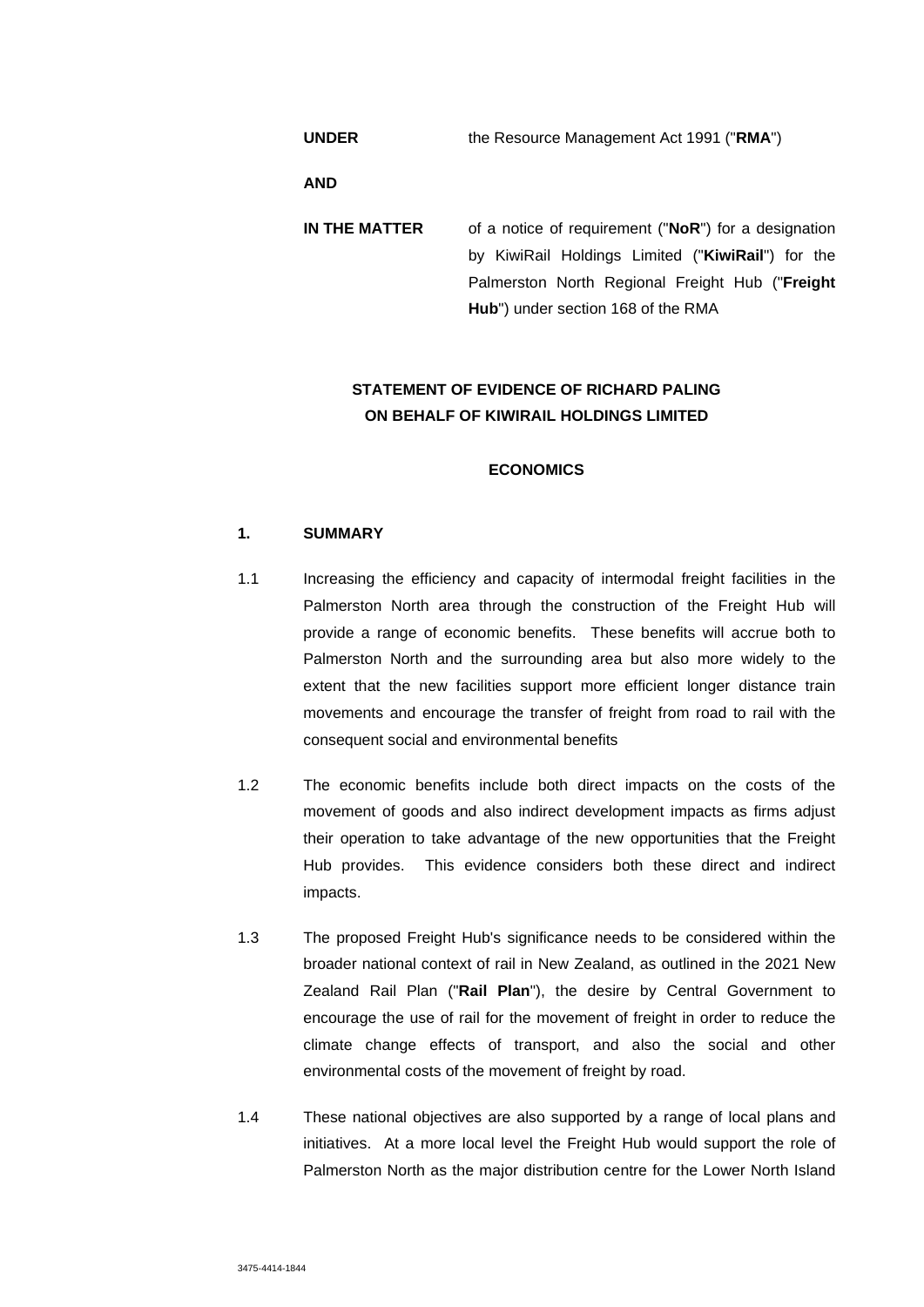**UNDER** the Resource Management Act 1991 ("**RMA**")

**AND**

**IN THE MATTER** of a notice of requirement ("**NoR**") for a designation by KiwiRail Holdings Limited ("**KiwiRail**") for the Palmerston North Regional Freight Hub ("**Freight Hub**") under section 168 of the RMA

**STATEMENT OF EVIDENCE OF RICHARD PALING ON BEHALF OF KIWIRAIL HOLDINGS LIMITED**

**ECONOMICS**

## 1. SUMMARY

1.1 Increasing the efficiency and capacity of intermodal freight facilities in the Palmerston North area through the construction of the Freight Hub will provide a range of economic benefits. These benefits will accrue both to Palmerston North and the surrounding area but also more widely to the extent that the new facilities support more efficient longer distance train movements and encourage the transfer of freight from road to rail with the consequent social and environmental benefits

1.2 The economic benefits include both direct impacts on the costs of the movement of goods and also indirect development impacts as firms adjust their operation to take advantage of the new opportunities that the Freight Hub provides. This evidence considers both these direct and indirect impacts.

1.3 The proposed Freight Hub's significance needs to be considered within the broader national context of rail in New Zealand, as outlined in the 2021 New Zealand Rail Plan ("**Rail Plan**"), the desire by Central Government to encourage the use of rail for the movement of freight in order to reduce the climate change effects of transport, and also the social and other environmental costs of the movement of freight by road.

1.4 These national objectives are also supported by a range of local plans and initiatives. At a more local level the Freight Hub would support the role of Palmerston North as the major distribution centre for the Lower North Island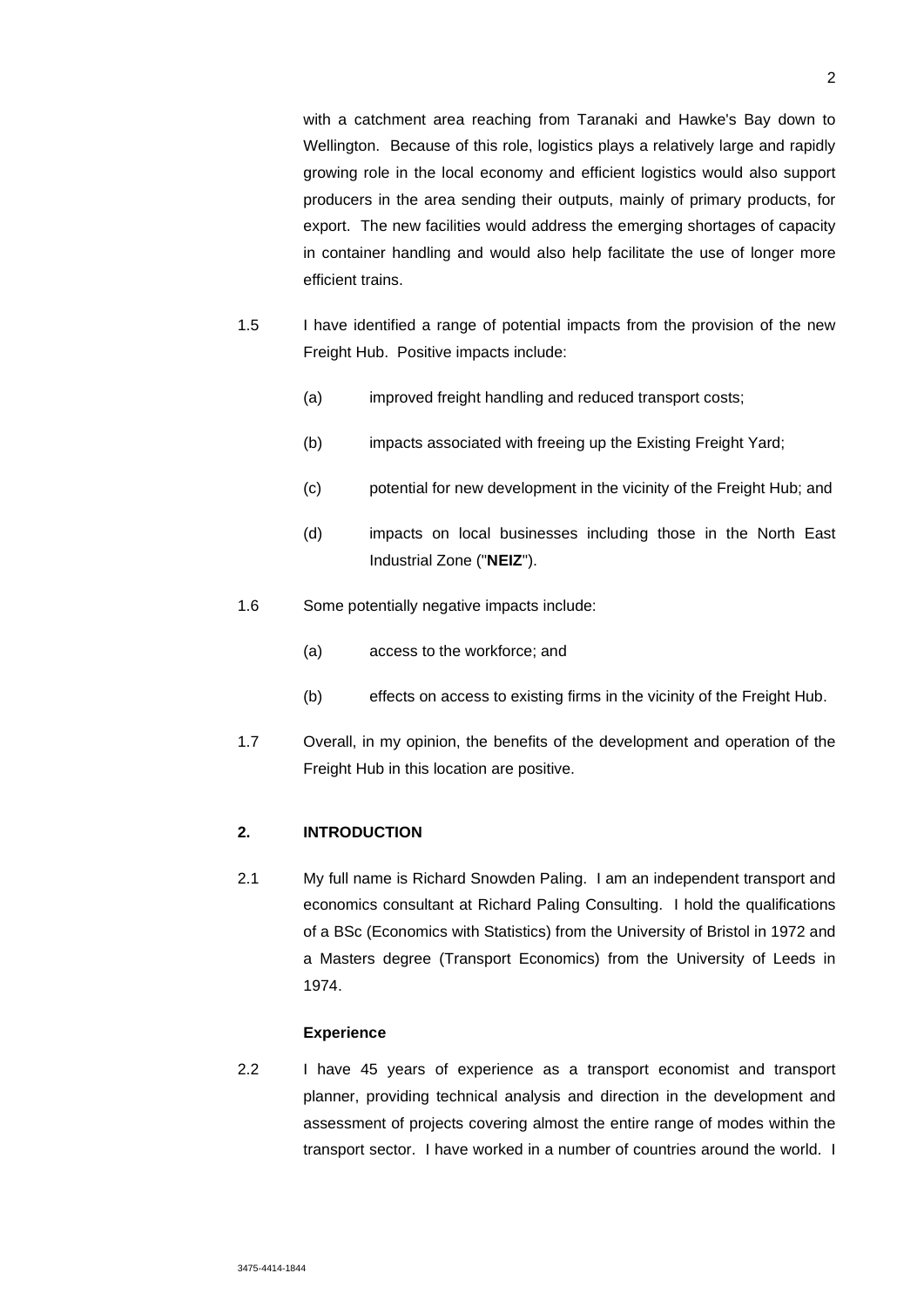with a catchment area reaching from Taranaki and Hawke's Bay down to Wellington. Because of this role, logistics plays a relatively large and rapidly growing role in the local economy and efficient logistics would also support producers in the area sending their outputs, mainly of primary products, for export. The new facilities would address the emerging shortages of capacity in container handling and would also help facilitate the use of longer more efficient trains.

1.5 I have identified a range of potential impacts from the provision of the new Freight Hub. Positive impacts include:

(a) improved freight handling and reduced transport costs;

(b) impacts associated with freeing up the Existing Freight Yard;

(c) potential for new development in the vicinity of the Freight Hub; and

(d) impacts on local businesses including those in the North East Industrial Zone ("**NEIZ**").

1.6 Some potentially negative impacts include:

(a) access to the workforce; and

(b) effects on access to existing firms in the vicinity of the Freight Hub.

1.7 Overall, in my opinion, the benefits of the development and operation of the Freight Hub in this location are positive.

## 2. INTRODUCTION

2.1 My full name is Richard Snowden Paling. I am an independent transport and economics consultant at Richard Paling Consulting. I hold the qualifications of a BSc (Economics with Statistics) from the University of Bristol in 1972 and a Masters degree (Transport Economics) from the University of Leeds in 1974.

### Experience

2.2 I have 45 years of experience as a transport economist and transport planner, providing technical analysis and direction in the development and assessment of projects covering almost the entire range of modes within the transport sector. I have worked in a number of countries around the world. I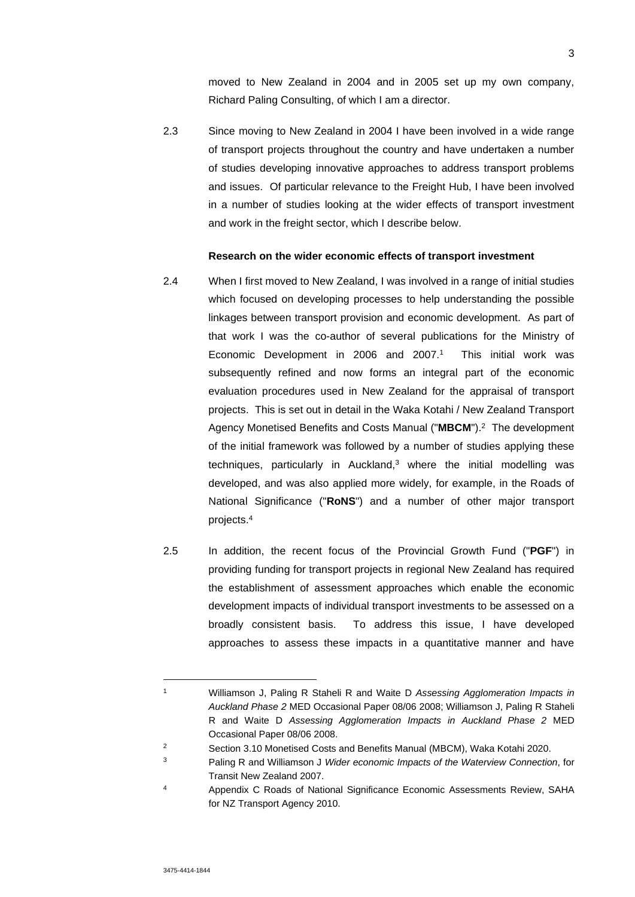moved to New Zealand in 2004 and in 2005 set up my own company, Richard Paling Consulting, of which I am a director.

2.3 Since moving to New Zealand in 2004 I have been involved in a wide range of transport projects throughout the country and have undertaken a number of studies developing innovative approaches to address transport problems and issues. Of particular relevance to the Freight Hub, I have been involved in a number of studies looking at the wider effects of transport investment and work in the freight sector, which I describe below.

**Research on the wider economic effects of transport investment**

2.4 When I first moved to New Zealand, I was involved in a range of initial studies which focused on developing processes to help understanding the possible linkages between transport provision and economic development. As part of that work I was the co-author of several publications for the Ministry of Economic Development in 2006 and 2007.[1] This initial work was subsequently refined and now forms an integral part of the economic evaluation procedures used in New Zealand for the appraisal of transport projects. This is set out in detail in the Waka Kotahi / New Zealand Transport Agency Monetised Benefits and Costs Manual ("**MBCM**").[2] The development of the initial framework was followed by a number of studies applying these techniques, particularly in Auckland,[3] where the initial modelling was developed, and was also applied more widely, for example, in the Roads of National Significance ("**RoNS**") and a number of other major transport projects.[4]

2.5 In addition, the recent focus of the Provincial Growth Fund ("**PGF**") in providing funding for transport projects in regional New Zealand has required the establishment of assessment approaches which enable the economic development impacts of individual transport investments to be assessed on a broadly consistent basis. To address this issue, I have developed approaches to assess these impacts in a quantitative manner and have

---

[1] Williamson J, Paling R Staheli R and Waite D *Assessing Agglomeration Impacts in Auckland Phase 2* MED Occasional Paper 08/06 2008; Williamson J, Paling R Staheli R and Waite D *Assessing Agglomeration Impacts in Auckland Phase 2* MED Occasional Paper 08/06 2008.

[2] Section 3.10 Monetised Costs and Benefits Manual (MBCM), Waka Kotahi 2020.

[3] Paling R and Williamson J *Wider economic Impacts of the Waterview Connection*, for Transit New Zealand 2007.

[4] Appendix C Roads of National Significance Economic Assessments Review, SAHA for NZ Transport Agency 2010.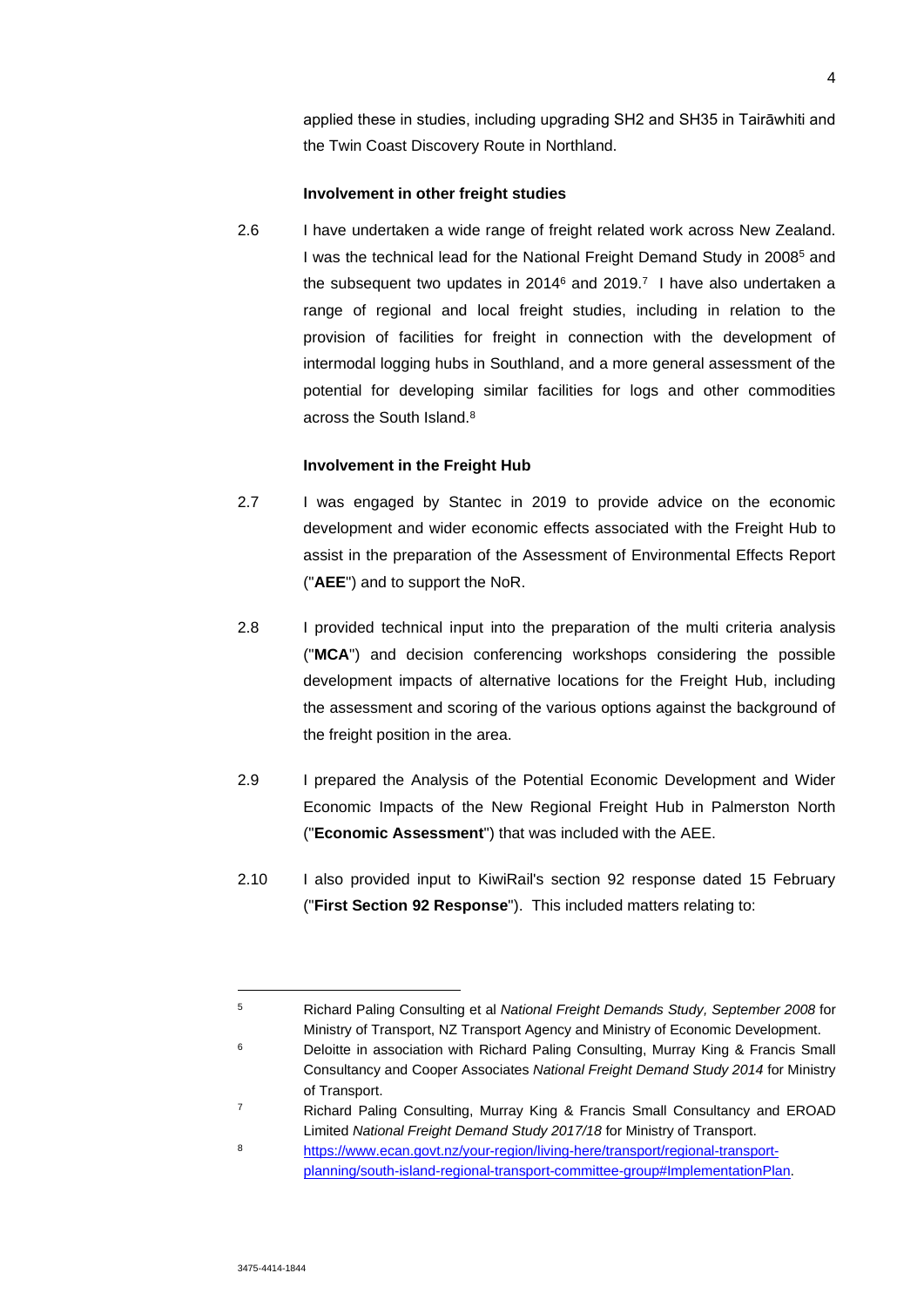applied these in studies, including upgrading SH2 and SH35 in Tairāwhiti and the Twin Coast Discovery Route in Northland.

**Involvement in other freight studies**

2.6 I have undertaken a wide range of freight related work across New Zealand. I was the technical lead for the National Freight Demand Study in 2008[5] and the subsequent two updates in 2014[6] and 2019.[7] I have also undertaken a range of regional and local freight studies, including in relation to the provision of facilities for freight in connection with the development of intermodal logging hubs in Southland, and a more general assessment of the potential for developing similar facilities for logs and other commodities across the South Island.[8]

**Involvement in the Freight Hub**

2.7 I was engaged by Stantec in 2019 to provide advice on the economic development and wider economic effects associated with the Freight Hub to assist in the preparation of the Assessment of Environmental Effects Report ("**AEE**") and to support the NoR.

2.8 I provided technical input into the preparation of the multi criteria analysis ("**MCA**") and decision conferencing workshops considering the possible development impacts of alternative locations for the Freight Hub, including the assessment and scoring of the various options against the background of the freight position in the area.

2.9 I prepared the Analysis of the Potential Economic Development and Wider Economic Impacts of the New Regional Freight Hub in Palmerston North ("**Economic Assessment**") that was included with the AEE.

2.10 I also provided input to KiwiRail's section 92 response dated 15 February ("**First Section 92 Response**"). This included matters relating to:

---

[5] Richard Paling Consulting et al *National Freight Demands Study, September 2008* for Ministry of Transport, NZ Transport Agency and Ministry of Economic Development.

[6] Deloitte in association with Richard Paling Consulting, Murray King & Francis Small Consultancy and Cooper Associates *National Freight Demand Study 2014* for Ministry of Transport.

[7] Richard Paling Consulting, Murray King & Francis Small Consultancy and EROAD Limited *National Freight Demand Study 2017/18* for Ministry of Transport.

[8] https://www.ecan.govt.nz/your-region/living-here/transport/regional-transport-planning/south-island-regional-transport-committee-group#ImplementationPlan.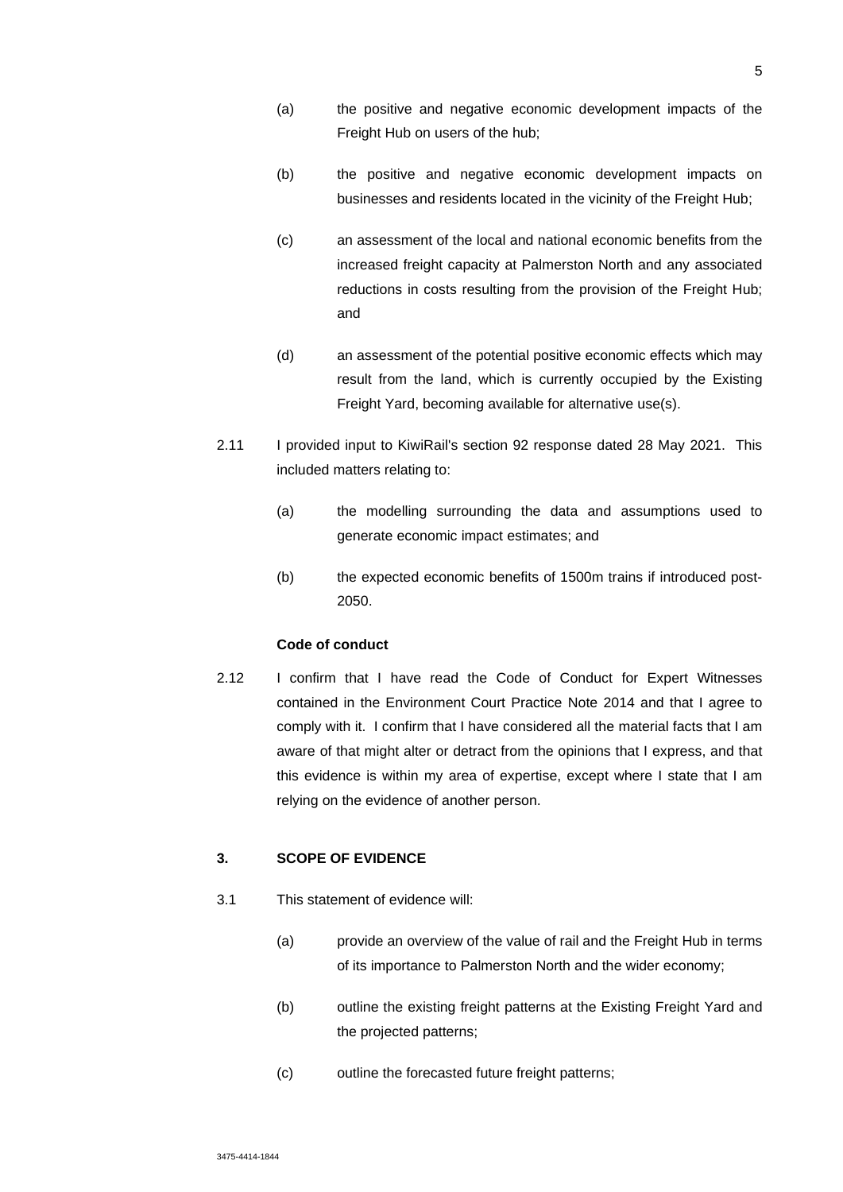(a) the positive and negative economic development impacts of the Freight Hub on users of the hub;

(b) the positive and negative economic development impacts on businesses and residents located in the vicinity of the Freight Hub;

(c) an assessment of the local and national economic benefits from the increased freight capacity at Palmerston North and any associated reductions in costs resulting from the provision of the Freight Hub; and

(d) an assessment of the potential positive economic effects which may result from the land, which is currently occupied by the Existing Freight Yard, becoming available for alternative use(s).

2.11 I provided input to KiwiRail's section 92 response dated 28 May 2021. This included matters relating to:

(a) the modelling surrounding the data and assumptions used to generate economic impact estimates; and

(b) the expected economic benefits of 1500m trains if introduced post-2050.

**Code of conduct**

2.12 I confirm that I have read the Code of Conduct for Expert Witnesses contained in the Environment Court Practice Note 2014 and that I agree to comply with it. I confirm that I have considered all the material facts that I am aware of that might alter or detract from the opinions that I express, and that this evidence is within my area of expertise, except where I state that I am relying on the evidence of another person.

## 3. SCOPE OF EVIDENCE

3.1 This statement of evidence will:

(a) provide an overview of the value of rail and the Freight Hub in terms of its importance to Palmerston North and the wider economy;

(b) outline the existing freight patterns at the Existing Freight Yard and the projected patterns;

(c) outline the forecasted future freight patterns;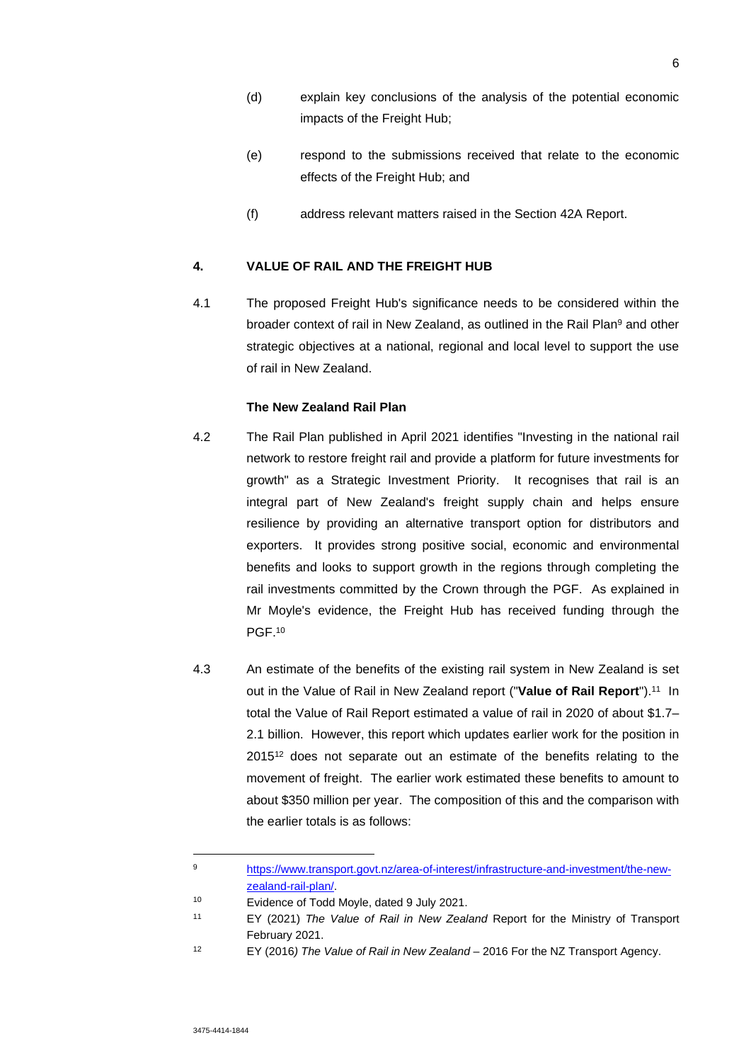(d) explain key conclusions of the analysis of the potential economic impacts of the Freight Hub;

(e) respond to the submissions received that relate to the economic effects of the Freight Hub; and

(f) address relevant matters raised in the Section 42A Report.

## 4. VALUE OF RAIL AND THE FREIGHT HUB

4.1 The proposed Freight Hub's significance needs to be considered within the broader context of rail in New Zealand, as outlined in the Rail Plan[9] and other strategic objectives at a national, regional and local level to support the use of rail in New Zealand.

### The New Zealand Rail Plan

4.2 The Rail Plan published in April 2021 identifies "Investing in the national rail network to restore freight rail and provide a platform for future investments for growth" as a Strategic Investment Priority. It recognises that rail is an integral part of New Zealand's freight supply chain and helps ensure resilience by providing an alternative transport option for distributors and exporters. It provides strong positive social, economic and environmental benefits and looks to support growth in the regions through completing the rail investments committed by the Crown through the PGF. As explained in Mr Moyle's evidence, the Freight Hub has received funding through the PGF.[10]

4.3 An estimate of the benefits of the existing rail system in New Zealand is set out in the Value of Rail in New Zealand report ("**Value of Rail Report**").[11] In total the Value of Rail Report estimated a value of rail in 2020 of about $1.7–2.1 billion. However, this report which updates earlier work for the position in 2015[12] does not separate out an estimate of the benefits relating to the movement of freight. The earlier work estimated these benefits to amount to about $350 million per year. The composition of this and the comparison with the earlier totals is as follows:

---

[9] https://www.transport.govt.nz/area-of-interest/infrastructure-and-investment/the-new-zealand-rail-plan/.

[10] Evidence of Todd Moyle, dated 9 July 2021.

[11] EY (2021) *The Value of Rail in New Zealand* Report for the Ministry of Transport February 2021.

[12] EY (2016*) The Value of Rail in New Zealand* – 2016 For the NZ Transport Agency.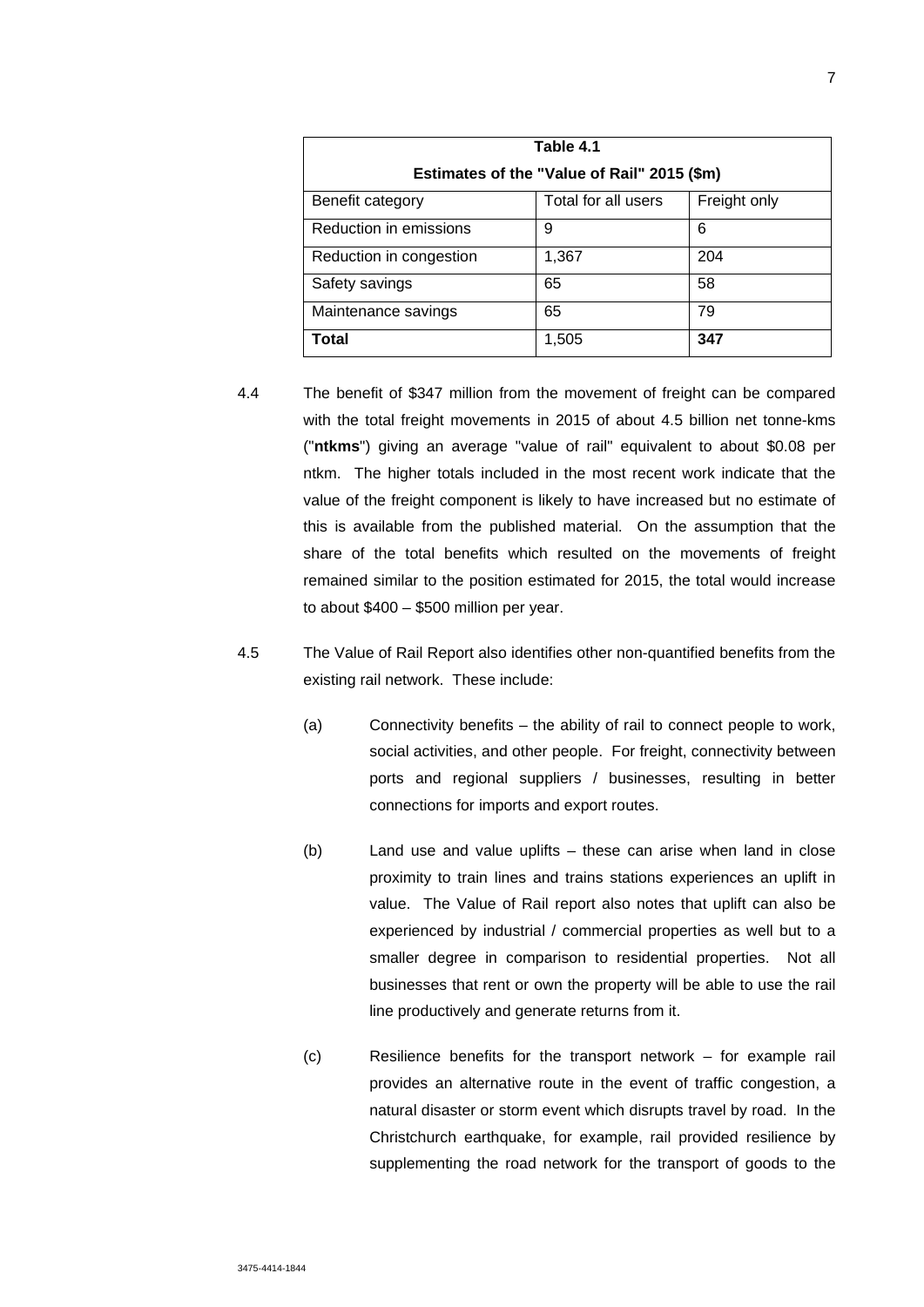| Table 4.1 | | |
|---|---|---|
| **Estimates of the "Value of Rail" 2015 ($m)** | | |
| Benefit category | Total for all users | Freight only |
| Reduction in emissions | 9 | 6 |
| Reduction in congestion | 1,367 | 204 |
| Safety savings | 65 | 58 |
| Maintenance savings | 65 | 79 |
| **Total** | 1,505 | **347** |

4.4 The benefit of $347 million from the movement of freight can be compared with the total freight movements in 2015 of about 4.5 billion net tonne-kms ("**ntkms**") giving an average "value of rail" equivalent to about $0.08 per ntkm. The higher totals included in the most recent work indicate that the value of the freight component is likely to have increased but no estimate of this is available from the published material. On the assumption that the share of the total benefits which resulted on the movements of freight remained similar to the position estimated for 2015, the total would increase to about $400 – $500 million per year.

4.5 The Value of Rail Report also identifies other non-quantified benefits from the existing rail network. These include:

(a) Connectivity benefits – the ability of rail to connect people to work, social activities, and other people. For freight, connectivity between ports and regional suppliers / businesses, resulting in better connections for imports and export routes.

(b) Land use and value uplifts – these can arise when land in close proximity to train lines and trains stations experiences an uplift in value. The Value of Rail report also notes that uplift can also be experienced by industrial / commercial properties as well but to a smaller degree in comparison to residential properties. Not all businesses that rent or own the property will be able to use the rail line productively and generate returns from it.

(c) Resilience benefits for the transport network – for example rail provides an alternative route in the event of traffic congestion, a natural disaster or storm event which disrupts travel by road. In the Christchurch earthquake, for example, rail provided resilience by supplementing the road network for the transport of goods to the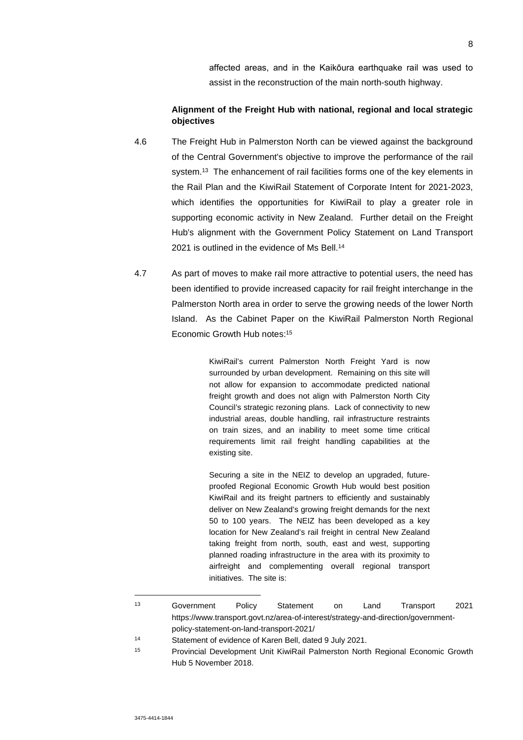affected areas, and in the Kaikōura earthquake rail was used to assist in the reconstruction of the main north-south highway.

**Alignment of the Freight Hub with national, regional and local strategic objectives**

4.6 The Freight Hub in Palmerston North can be viewed against the background of the Central Government's objective to improve the performance of the rail system.[13] The enhancement of rail facilities forms one of the key elements in the Rail Plan and the KiwiRail Statement of Corporate Intent for 2021-2023, which identifies the opportunities for KiwiRail to play a greater role in supporting economic activity in New Zealand. Further detail on the Freight Hub's alignment with the Government Policy Statement on Land Transport 2021 is outlined in the evidence of Ms Bell.[14]

4.7 As part of moves to make rail more attractive to potential users, the need has been identified to provide increased capacity for rail freight interchange in the Palmerston North area in order to serve the growing needs of the lower North Island. As the Cabinet Paper on the KiwiRail Palmerston North Regional Economic Growth Hub notes:[15]

> KiwiRail's current Palmerston North Freight Yard is now surrounded by urban development. Remaining on this site will not allow for expansion to accommodate predicted national freight growth and does not align with Palmerston North City Council's strategic rezoning plans. Lack of connectivity to new industrial areas, double handling, rail infrastructure restraints on train sizes, and an inability to meet some time critical requirements limit rail freight handling capabilities at the existing site.
>
> Securing a site in the NEIZ to develop an upgraded, future-proofed Regional Economic Growth Hub would best position KiwiRail and its freight partners to efficiently and sustainably deliver on New Zealand's growing freight demands for the next 50 to 100 years. The NEIZ has been developed as a key location for New Zealand's rail freight in central New Zealand taking freight from north, south, east and west, supporting planned roading infrastructure in the area with its proximity to airfreight and complementing overall regional transport initiatives. The site is:

---

[13] Government Policy Statement on Land Transport 2021 https://www.transport.govt.nz/area-of-interest/strategy-and-direction/government-policy-statement-on-land-transport-2021/

[14] Statement of evidence of Karen Bell, dated 9 July 2021.

[15] Provincial Development Unit KiwiRail Palmerston North Regional Economic Growth Hub 5 November 2018.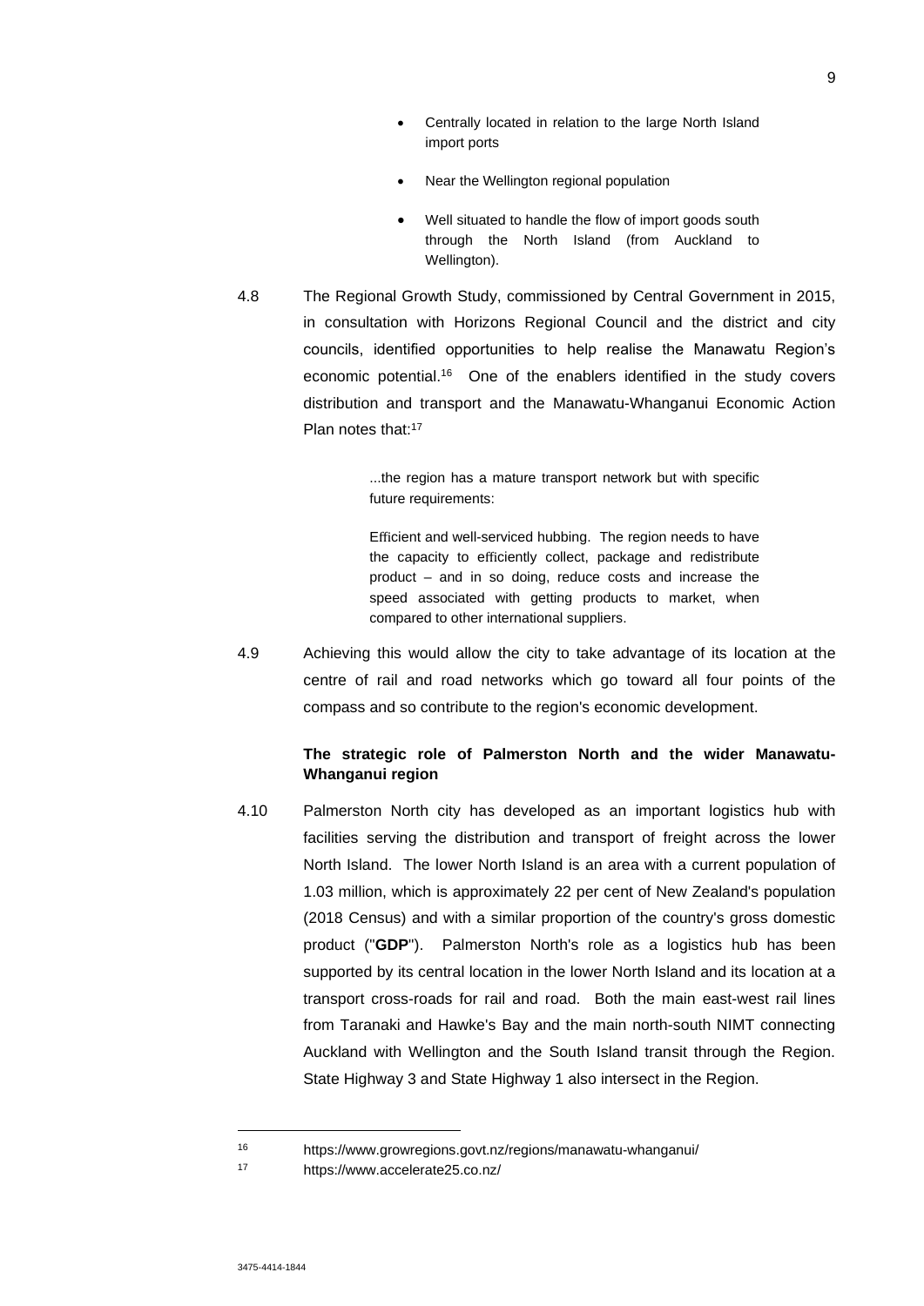- Centrally located in relation to the large North Island import ports
- Near the Wellington regional population
- Well situated to handle the flow of import goods south through the North Island (from Auckland to Wellington).

4.8 The Regional Growth Study, commissioned by Central Government in 2015, in consultation with Horizons Regional Council and the district and city councils, identified opportunities to help realise the Manawatu Region's economic potential.[16] One of the enablers identified in the study covers distribution and transport and the Manawatu-Whanganui Economic Action Plan notes that:[17]

> ...the region has a mature transport network but with specific future requirements:
>
> Efficient and well-serviced hubbing. The region needs to have the capacity to efficiently collect, package and redistribute product – and in so doing, reduce costs and increase the speed associated with getting products to market, when compared to other international suppliers.

4.9 Achieving this would allow the city to take advantage of its location at the centre of rail and road networks which go toward all four points of the compass and so contribute to the region's economic development.

**The strategic role of Palmerston North and the wider Manawatu-Whanganui region**

4.10 Palmerston North city has developed as an important logistics hub with facilities serving the distribution and transport of freight across the lower North Island. The lower North Island is an area with a current population of 1.03 million, which is approximately 22 per cent of New Zealand's population (2018 Census) and with a similar proportion of the country's gross domestic product ("**GDP**"). Palmerston North's role as a logistics hub has been supported by its central location in the lower North Island and its location at a transport cross-roads for rail and road. Both the main east-west rail lines from Taranaki and Hawke's Bay and the main north-south NIMT connecting Auckland with Wellington and the South Island transit through the Region. State Highway 3 and State Highway 1 also intersect in the Region.

---

[16] https://www.growregions.govt.nz/regions/manawatu-whanganui/

[17] https://www.accelerate25.co.nz/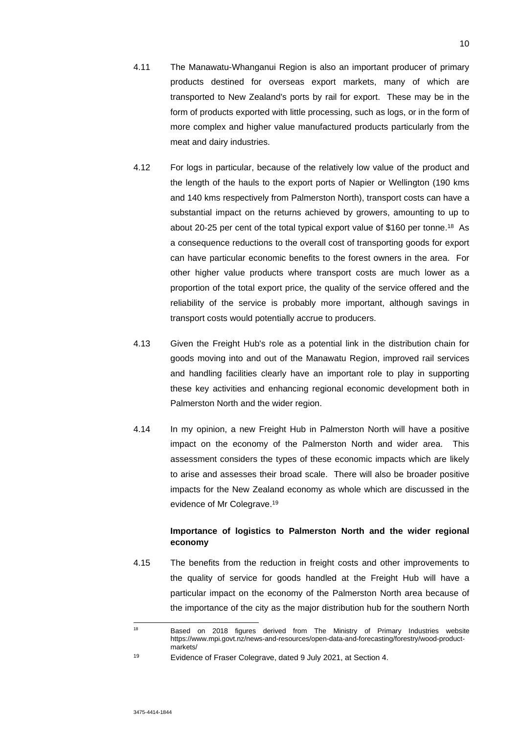4.11 The Manawatu-Whanganui Region is also an important producer of primary products destined for overseas export markets, many of which are transported to New Zealand's ports by rail for export. These may be in the form of products exported with little processing, such as logs, or in the form of more complex and higher value manufactured products particularly from the meat and dairy industries.

4.12 For logs in particular, because of the relatively low value of the product and the length of the hauls to the export ports of Napier or Wellington (190 kms and 140 kms respectively from Palmerston North), transport costs can have a substantial impact on the returns achieved by growers, amounting to up to about 20-25 per cent of the total typical export value of $160 per tonne.[18] As a consequence reductions to the overall cost of transporting goods for export can have particular economic benefits to the forest owners in the area. For other higher value products where transport costs are much lower as a proportion of the total export price, the quality of the service offered and the reliability of the service is probably more important, although savings in transport costs would potentially accrue to producers.

4.13 Given the Freight Hub's role as a potential link in the distribution chain for goods moving into and out of the Manawatu Region, improved rail services and handling facilities clearly have an important role to play in supporting these key activities and enhancing regional economic development both in Palmerston North and the wider region.

4.14 In my opinion, a new Freight Hub in Palmerston North will have a positive impact on the economy of the Palmerston North and wider area. This assessment considers the types of these economic impacts which are likely to arise and assesses their broad scale. There will also be broader positive impacts for the New Zealand economy as whole which are discussed in the evidence of Mr Colegrave.[19]

**Importance of logistics to Palmerston North and the wider regional economy**

4.15 The benefits from the reduction in freight costs and other improvements to the quality of service for goods handled at the Freight Hub will have a particular impact on the economy of the Palmerston North area because of the importance of the city as the major distribution hub for the southern North

---

[18] Based on 2018 figures derived from The Ministry of Primary Industries website https://www.mpi.govt.nz/news-and-resources/open-data-and-forecasting/forestry/wood-product-markets/

[19] Evidence of Fraser Colegrave, dated 9 July 2021, at Section 4.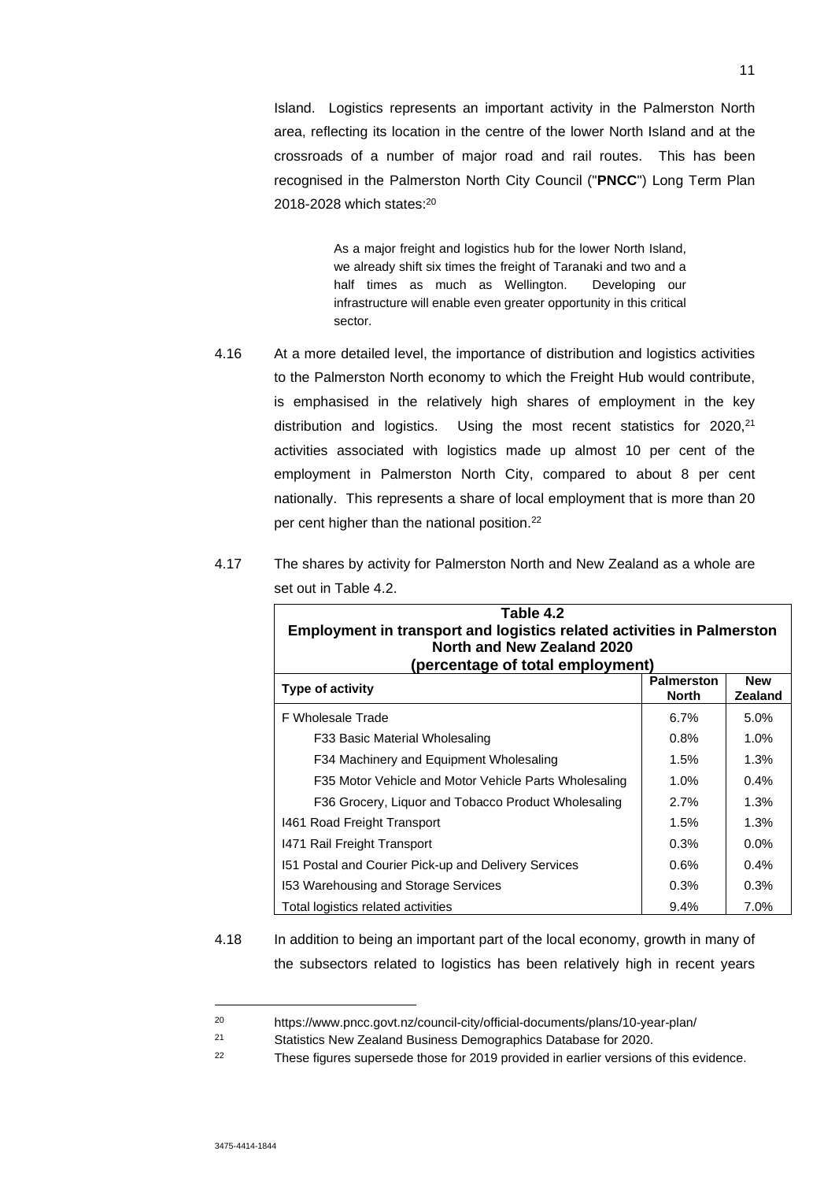Island. Logistics represents an important activity in the Palmerston North area, reflecting its location in the centre of the lower North Island and at the crossroads of a number of major road and rail routes. This has been recognised in the Palmerston North City Council ("**PNCC**") Long Term Plan 2018-2028 which states:[20]

> As a major freight and logistics hub for the lower North Island, we already shift six times the freight of Taranaki and two and a half times as much as Wellington. Developing our infrastructure will enable even greater opportunity in this critical sector.

4.16 At a more detailed level, the importance of distribution and logistics activities to the Palmerston North economy to which the Freight Hub would contribute, is emphasised in the relatively high shares of employment in the key distribution and logistics. Using the most recent statistics for 2020,[21] activities associated with logistics made up almost 10 per cent of the employment in Palmerston North City, compared to about 8 per cent nationally. This represents a share of local employment that is more than 20 per cent higher than the national position.[22]

4.17 The shares by activity for Palmerston North and New Zealand as a whole are set out in Table 4.2.

**Table 4.2**
**Employment in transport and logistics related activities in Palmerston North and New Zealand 2020**
**(percentage of total employment)**

| Type of activity | Palmerston North | New Zealand |
|---|---|---|
| F Wholesale Trade | 6.7% | 5.0% |
| F33 Basic Material Wholesaling | 0.8% | 1.0% |
| F34 Machinery and Equipment Wholesaling | 1.5% | 1.3% |
| F35 Motor Vehicle and Motor Vehicle Parts Wholesaling | 1.0% | 0.4% |
| F36 Grocery, Liquor and Tobacco Product Wholesaling | 2.7% | 1.3% |
| I461 Road Freight Transport | 1.5% | 1.3% |
| I471 Rail Freight Transport | 0.3% | 0.0% |
| I51 Postal and Courier Pick-up and Delivery Services | 0.6% | 0.4% |
| I53 Warehousing and Storage Services | 0.3% | 0.3% |
| Total logistics related activities | 9.4% | 7.0% |

4.18 In addition to being an important part of the local economy, growth in many of the subsectors related to logistics has been relatively high in recent years

---

[20] https://www.pncc.govt.nz/council-city/official-documents/plans/10-year-plan/

[21] Statistics New Zealand Business Demographics Database for 2020.

[22] These figures supersede those for 2019 provided in earlier versions of this evidence.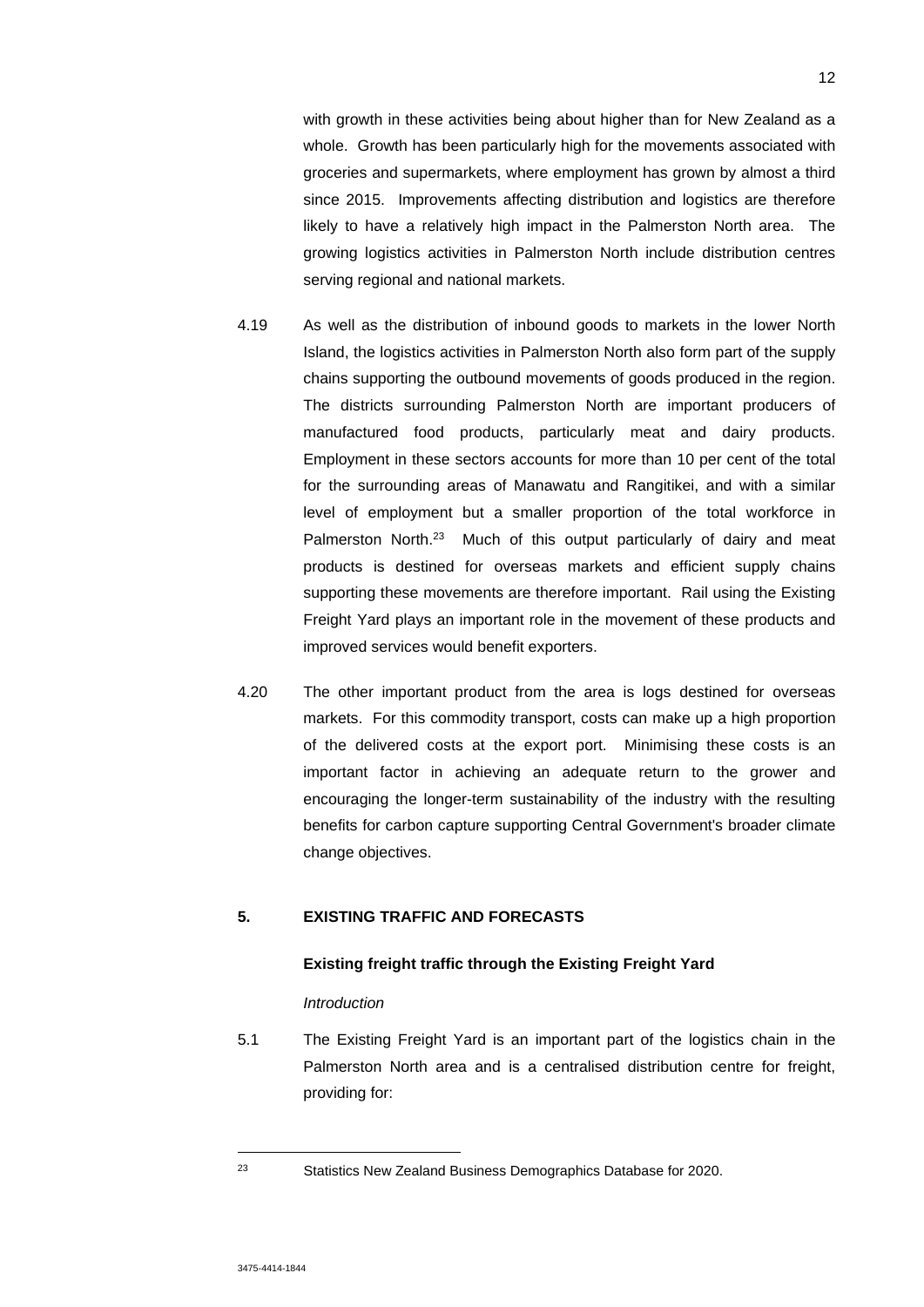with growth in these activities being about higher than for New Zealand as a whole. Growth has been particularly high for the movements associated with groceries and supermarkets, where employment has grown by almost a third since 2015. Improvements affecting distribution and logistics are therefore likely to have a relatively high impact in the Palmerston North area. The growing logistics activities in Palmerston North include distribution centres serving regional and national markets.

4.19 As well as the distribution of inbound goods to markets in the lower North Island, the logistics activities in Palmerston North also form part of the supply chains supporting the outbound movements of goods produced in the region. The districts surrounding Palmerston North are important producers of manufactured food products, particularly meat and dairy products. Employment in these sectors accounts for more than 10 per cent of the total for the surrounding areas of Manawatu and Rangitikei, and with a similar level of employment but a smaller proportion of the total workforce in Palmerston North.[23] Much of this output particularly of dairy and meat products is destined for overseas markets and efficient supply chains supporting these movements are therefore important. Rail using the Existing Freight Yard plays an important role in the movement of these products and improved services would benefit exporters.

4.20 The other important product from the area is logs destined for overseas markets. For this commodity transport, costs can make up a high proportion of the delivered costs at the export port. Minimising these costs is an important factor in achieving an adequate return to the grower and encouraging the longer-term sustainability of the industry with the resulting benefits for carbon capture supporting Central Government's broader climate change objectives.

## 5. EXISTING TRAFFIC AND FORECASTS

### Existing freight traffic through the Existing Freight Yard

*Introduction*

5.1 The Existing Freight Yard is an important part of the logistics chain in the Palmerston North area and is a centralised distribution centre for freight, providing for:

---

[23] Statistics New Zealand Business Demographics Database for 2020.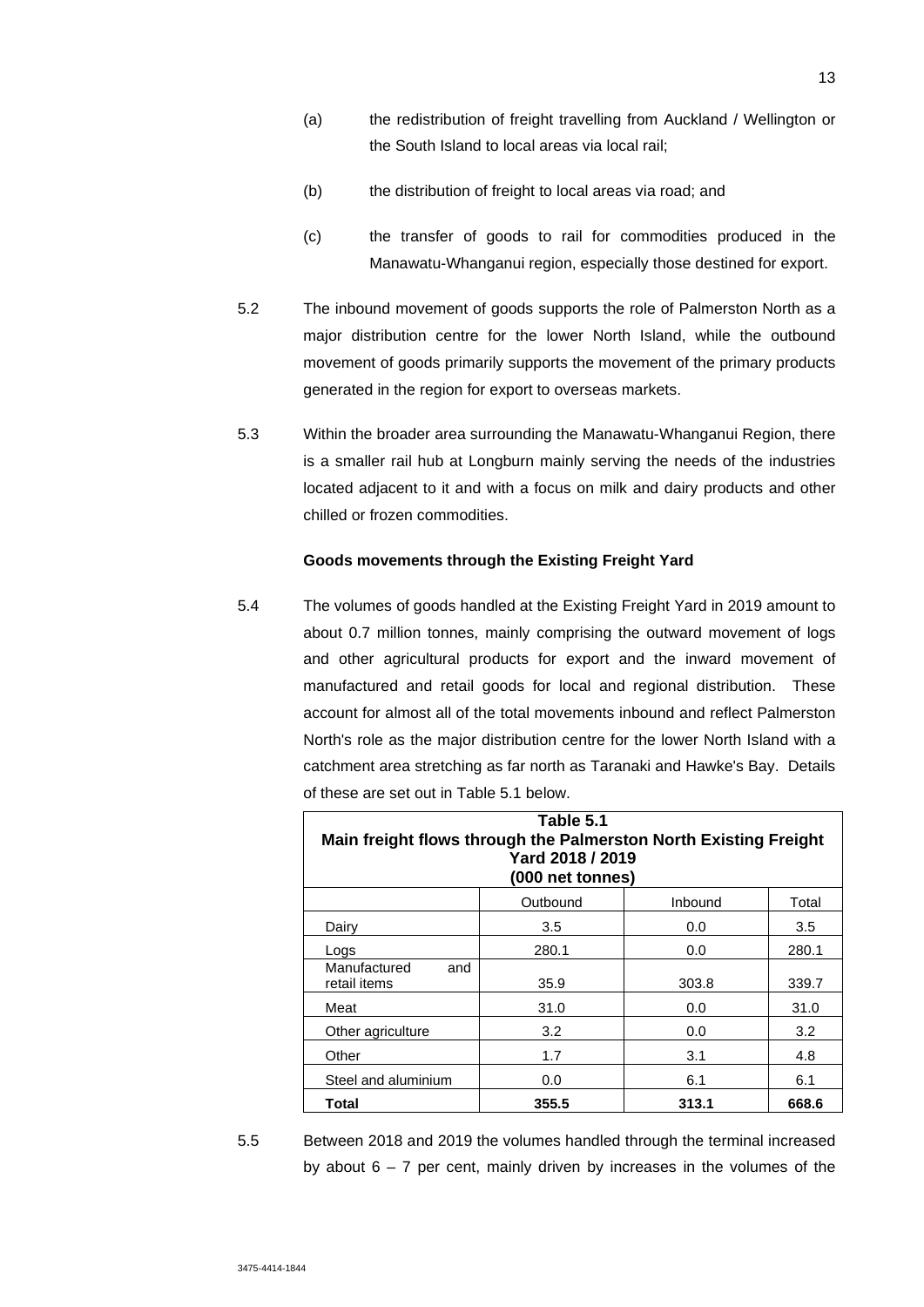(a) the redistribution of freight travelling from Auckland / Wellington or the South Island to local areas via local rail;

(b) the distribution of freight to local areas via road; and

(c) the transfer of goods to rail for commodities produced in the Manawatu-Whanganui region, especially those destined for export.

5.2 The inbound movement of goods supports the role of Palmerston North as a major distribution centre for the lower North Island, while the outbound movement of goods primarily supports the movement of the primary products generated in the region for export to overseas markets.

5.3 Within the broader area surrounding the Manawatu-Whanganui Region, there is a smaller rail hub at Longburn mainly serving the needs of the industries located adjacent to it and with a focus on milk and dairy products and other chilled or frozen commodities.

**Goods movements through the Existing Freight Yard**

5.4 The volumes of goods handled at the Existing Freight Yard in 2019 amount to about 0.7 million tonnes, mainly comprising the outward movement of logs and other agricultural products for export and the inward movement of manufactured and retail goods for local and regional distribution. These account for almost all of the total movements inbound and reflect Palmerston North's role as the major distribution centre for the lower North Island with a catchment area stretching as far north as Taranaki and Hawke's Bay. Details of these are set out in Table 5.1 below.

**Table 5.1**
**Main freight flows through the Palmerston North Existing Freight Yard 2018 / 2019**
**(000 net tonnes)**

| | Outbound | Inbound | Total |
|---|---|---|---|
| Dairy | 3.5 | 0.0 | 3.5 |
| Logs | 280.1 | 0.0 | 280.1 |
| Manufactured and retail items | 35.9 | 303.8 | 339.7 |
| Meat | 31.0 | 0.0 | 31.0 |
| Other agriculture | 3.2 | 0.0 | 3.2 |
| Other | 1.7 | 3.1 | 4.8 |
| Steel and aluminium | 0.0 | 6.1 | 6.1 |
| **Total** | **355.5** | **313.1** | **668.6** |

5.5 Between 2018 and 2019 the volumes handled through the terminal increased by about 6 – 7 per cent, mainly driven by increases in the volumes of the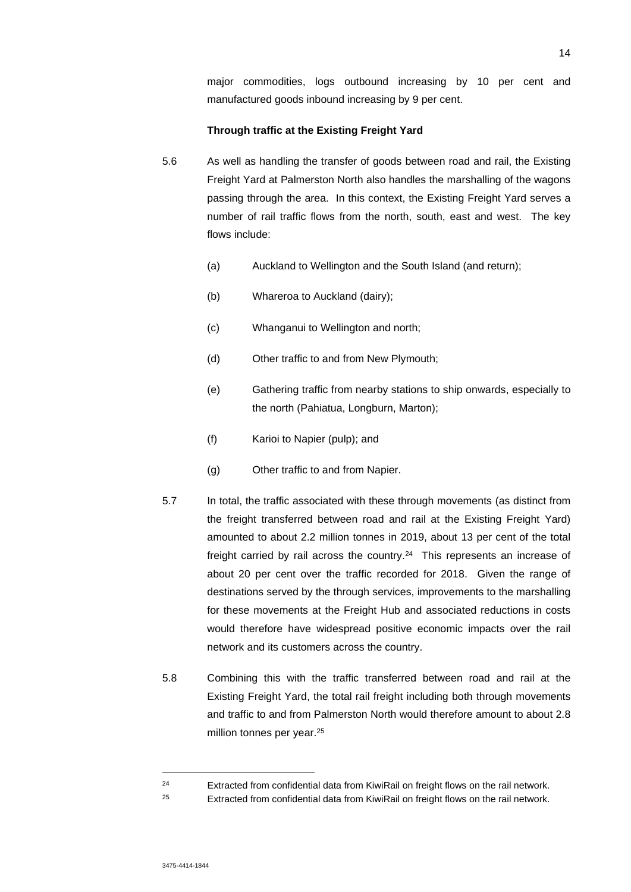major commodities, logs outbound increasing by 10 per cent and manufactured goods inbound increasing by 9 per cent.

**Through traffic at the Existing Freight Yard**

5.6 As well as handling the transfer of goods between road and rail, the Existing Freight Yard at Palmerston North also handles the marshalling of the wagons passing through the area. In this context, the Existing Freight Yard serves a number of rail traffic flows from the north, south, east and west. The key flows include:

(a) Auckland to Wellington and the South Island (and return);

(b) Whareroa to Auckland (dairy);

(c) Whanganui to Wellington and north;

(d) Other traffic to and from New Plymouth;

(e) Gathering traffic from nearby stations to ship onwards, especially to the north (Pahiatua, Longburn, Marton);

(f) Karioi to Napier (pulp); and

(g) Other traffic to and from Napier.

5.7 In total, the traffic associated with these through movements (as distinct from the freight transferred between road and rail at the Existing Freight Yard) amounted to about 2.2 million tonnes in 2019, about 13 per cent of the total freight carried by rail across the country.[24] This represents an increase of about 20 per cent over the traffic recorded for 2018. Given the range of destinations served by the through services, improvements to the marshalling for these movements at the Freight Hub and associated reductions in costs would therefore have widespread positive economic impacts over the rail network and its customers across the country.

5.8 Combining this with the traffic transferred between road and rail at the Existing Freight Yard, the total rail freight including both through movements and traffic to and from Palmerston North would therefore amount to about 2.8 million tonnes per year.[25]

---

[24] Extracted from confidential data from KiwiRail on freight flows on the rail network.

[25] Extracted from confidential data from KiwiRail on freight flows on the rail network.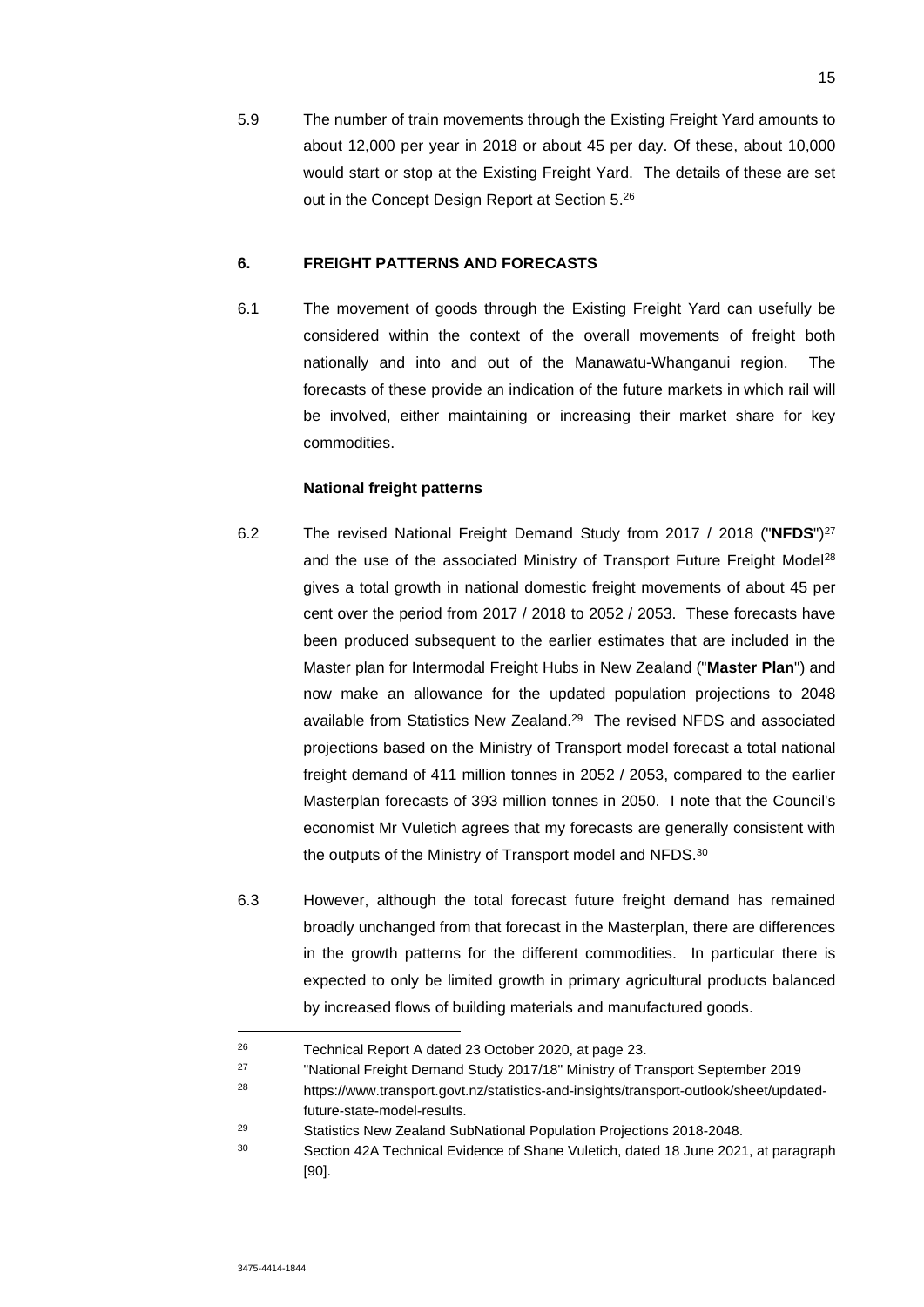5.9 The number of train movements through the Existing Freight Yard amounts to about 12,000 per year in 2018 or about 45 per day. Of these, about 10,000 would start or stop at the Existing Freight Yard. The details of these are set out in the Concept Design Report at Section 5.[26]

## 6. FREIGHT PATTERNS AND FORECASTS

6.1 The movement of goods through the Existing Freight Yard can usefully be considered within the context of the overall movements of freight both nationally and into and out of the Manawatu-Whanganui region. The forecasts of these provide an indication of the future markets in which rail will be involved, either maintaining or increasing their market share for key commodities.

### National freight patterns

6.2 The revised National Freight Demand Study from 2017 / 2018 ("**NFDS**")[27] and the use of the associated Ministry of Transport Future Freight Model[28] gives a total growth in national domestic freight movements of about 45 per cent over the period from 2017 / 2018 to 2052 / 2053. These forecasts have been produced subsequent to the earlier estimates that are included in the Master plan for Intermodal Freight Hubs in New Zealand ("**Master Plan**") and now make an allowance for the updated population projections to 2048 available from Statistics New Zealand.[29] The revised NFDS and associated projections based on the Ministry of Transport model forecast a total national freight demand of 411 million tonnes in 2052 / 2053, compared to the earlier Masterplan forecasts of 393 million tonnes in 2050. I note that the Council's economist Mr Vuletich agrees that my forecasts are generally consistent with the outputs of the Ministry of Transport model and NFDS.[30]

6.3 However, although the total forecast future freight demand has remained broadly unchanged from that forecast in the Masterplan, there are differences in the growth patterns for the different commodities. In particular there is expected to only be limited growth in primary agricultural products balanced by increased flows of building materials and manufactured goods.

---

[26] Technical Report A dated 23 October 2020, at page 23.

[27] "National Freight Demand Study 2017/18" Ministry of Transport September 2019

[28] https://www.transport.govt.nz/statistics-and-insights/transport-outlook/sheet/updated-future-state-model-results.

[29] Statistics New Zealand SubNational Population Projections 2018-2048.

[30] Section 42A Technical Evidence of Shane Vuletich, dated 18 June 2021, at paragraph [90].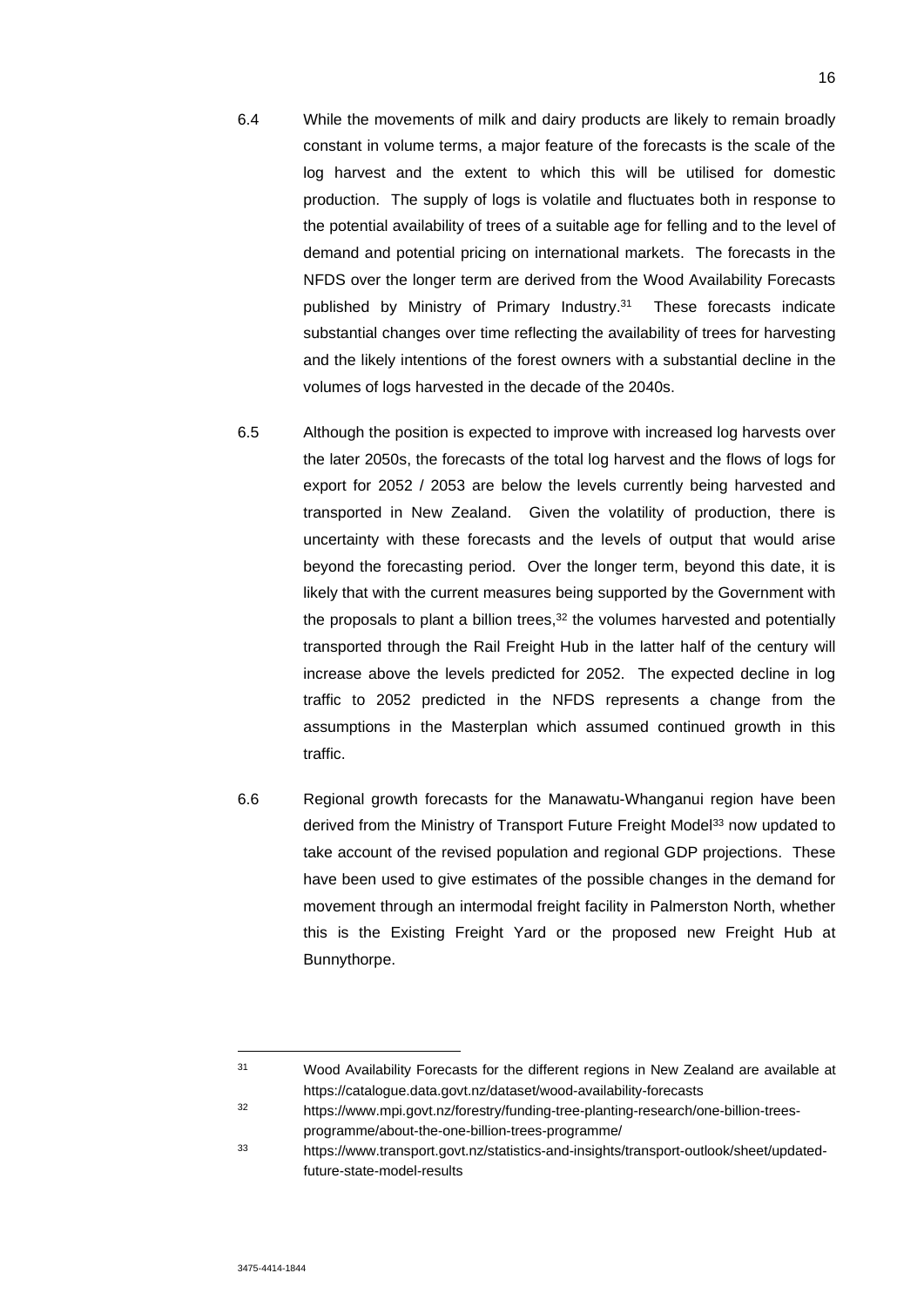6.4 While the movements of milk and dairy products are likely to remain broadly constant in volume terms, a major feature of the forecasts is the scale of the log harvest and the extent to which this will be utilised for domestic production. The supply of logs is volatile and fluctuates both in response to the potential availability of trees of a suitable age for felling and to the level of demand and potential pricing on international markets. The forecasts in the NFDS over the longer term are derived from the Wood Availability Forecasts published by Ministry of Primary Industry.[31] These forecasts indicate substantial changes over time reflecting the availability of trees for harvesting and the likely intentions of the forest owners with a substantial decline in the volumes of logs harvested in the decade of the 2040s.

6.5 Although the position is expected to improve with increased log harvests over the later 2050s, the forecasts of the total log harvest and the flows of logs for export for 2052 / 2053 are below the levels currently being harvested and transported in New Zealand. Given the volatility of production, there is uncertainty with these forecasts and the levels of output that would arise beyond the forecasting period. Over the longer term, beyond this date, it is likely that with the current measures being supported by the Government with the proposals to plant a billion trees,[32] the volumes harvested and potentially transported through the Rail Freight Hub in the latter half of the century will increase above the levels predicted for 2052. The expected decline in log traffic to 2052 predicted in the NFDS represents a change from the assumptions in the Masterplan which assumed continued growth in this traffic.

6.6 Regional growth forecasts for the Manawatu-Whanganui region have been derived from the Ministry of Transport Future Freight Model[33] now updated to take account of the revised population and regional GDP projections. These have been used to give estimates of the possible changes in the demand for movement through an intermodal freight facility in Palmerston North, whether this is the Existing Freight Yard or the proposed new Freight Hub at Bunnythorpe.

---

[31] Wood Availability Forecasts for the different regions in New Zealand are available at https://catalogue.data.govt.nz/dataset/wood-availability-forecasts

[32] https://www.mpi.govt.nz/forestry/funding-tree-planting-research/one-billion-trees-programme/about-the-one-billion-trees-programme/

[33] https://www.transport.govt.nz/statistics-and-insights/transport-outlook/sheet/updated-future-state-model-results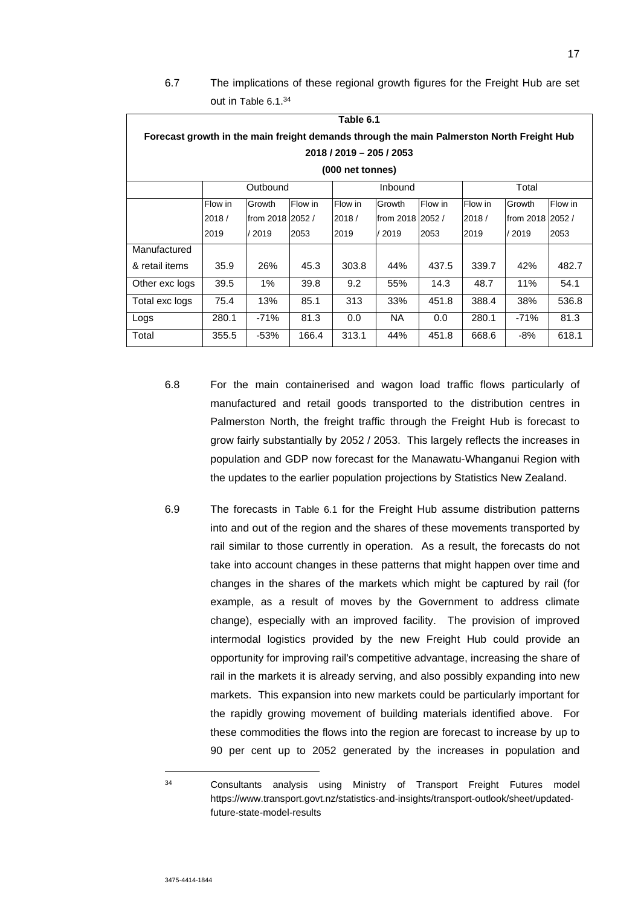6.7 The implications of these regional growth figures for the Freight Hub are set out in Table 6.1.[34]

**Table 6.1**

**Forecast growth in the main freight demands through the main Palmerston North Freight Hub 2018 / 2019 – 205 / 2053**

**(000 net tonnes)**

| | Outbound | | | Inbound | | | Total | | |
|---|---|---|---|---|---|---|---|---|---|
| | Flow in 2018 / 2019 | Growth from 2018 / 2019 | Flow in 2052 / 2053 | Flow in 2018 / 2019 | Growth from 2018 / 2019 | Flow in 2052 / 2053 | Flow in 2018 / 2019 | Growth from 2018 / 2019 | Flow in 2052 / 2053 |
| Manufactured & retail items | 35.9 | 26% | 45.3 | 303.8 | 44% | 437.5 | 339.7 | 42% | 482.7 |
| Other exc logs | 39.5 | 1% | 39.8 | 9.2 | 55% | 14.3 | 48.7 | 11% | 54.1 |
| Total exc logs | 75.4 | 13% | 85.1 | 313 | 33% | 451.8 | 388.4 | 38% | 536.8 |
| Logs | 280.1 | -71% | 81.3 | 0.0 | NA | 0.0 | 280.1 | -71% | 81.3 |
| Total | 355.5 | -53% | 166.4 | 313.1 | 44% | 451.8 | 668.6 | -8% | 618.1 |

6.8 For the main containerised and wagon load traffic flows particularly of manufactured and retail goods transported to the distribution centres in Palmerston North, the freight traffic through the Freight Hub is forecast to grow fairly substantially by 2052 / 2053. This largely reflects the increases in population and GDP now forecast for the Manawatu-Whanganui Region with the updates to the earlier population projections by Statistics New Zealand.

6.9 The forecasts in Table 6.1 for the Freight Hub assume distribution patterns into and out of the region and the shares of these movements transported by rail similar to those currently in operation. As a result, the forecasts do not take into account changes in these patterns that might happen over time and changes in the shares of the markets which might be captured by rail (for example, as a result of moves by the Government to address climate change), especially with an improved facility. The provision of improved intermodal logistics provided by the new Freight Hub could provide an opportunity for improving rail's competitive advantage, increasing the share of rail in the markets it is already serving, and also possibly expanding into new markets. This expansion into new markets could be particularly important for the rapidly growing movement of building materials identified above. For these commodities the flows into the region are forecast to increase by up to 90 per cent up to 2052 generated by the increases in population and

---

[34] Consultants analysis using Ministry of Transport Freight Futures model https://www.transport.govt.nz/statistics-and-insights/transport-outlook/sheet/updated-future-state-model-results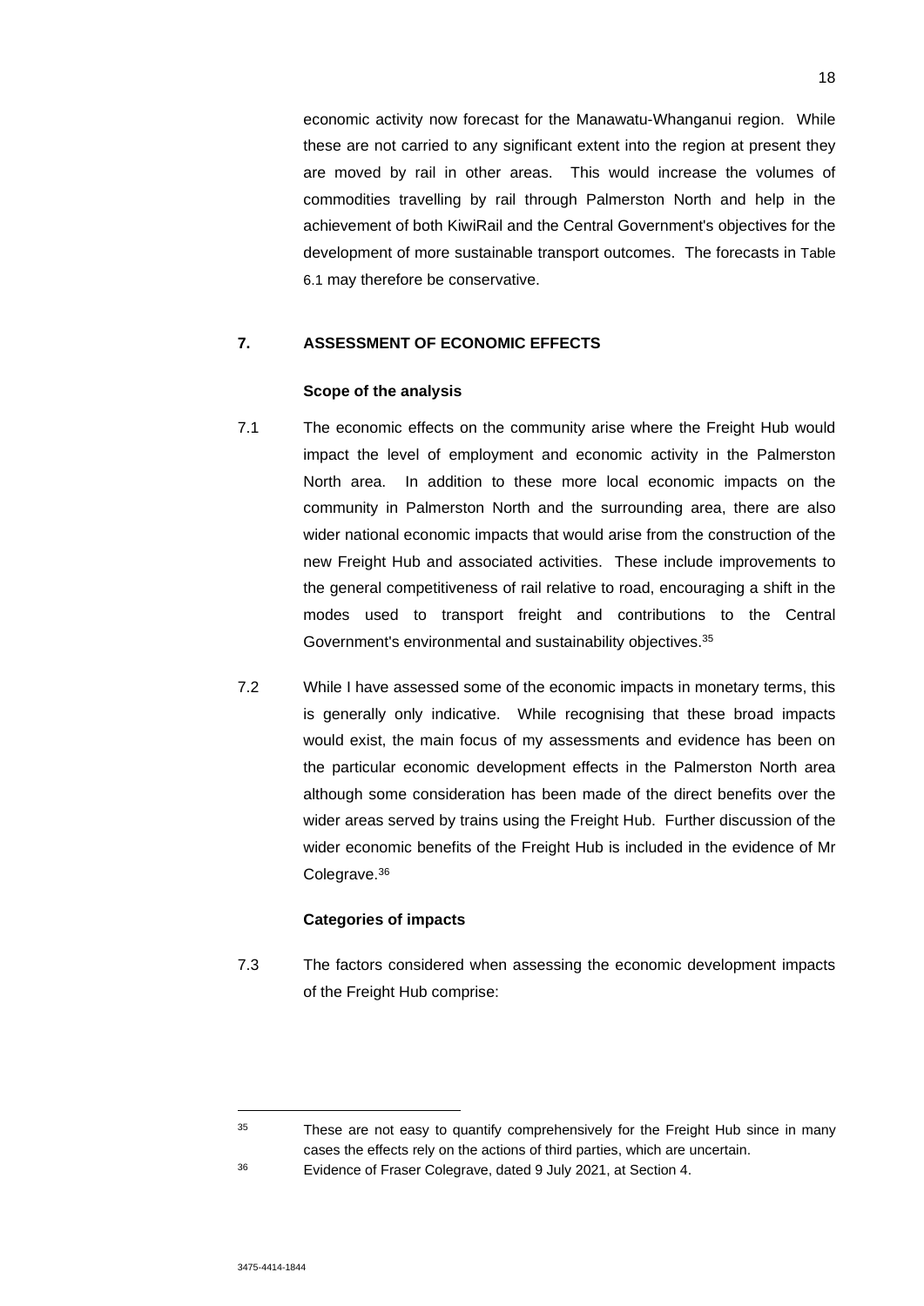economic activity now forecast for the Manawatu-Whanganui region. While these are not carried to any significant extent into the region at present they are moved by rail in other areas. This would increase the volumes of commodities travelling by rail through Palmerston North and help in the achievement of both KiwiRail and the Central Government's objectives for the development of more sustainable transport outcomes. The forecasts in Table 6.1 may therefore be conservative.

## 7. ASSESSMENT OF ECONOMIC EFFECTS

### Scope of the analysis

7.1 The economic effects on the community arise where the Freight Hub would impact the level of employment and economic activity in the Palmerston North area. In addition to these more local economic impacts on the community in Palmerston North and the surrounding area, there are also wider national economic impacts that would arise from the construction of the new Freight Hub and associated activities. These include improvements to the general competitiveness of rail relative to road, encouraging a shift in the modes used to transport freight and contributions to the Central Government's environmental and sustainability objectives.[35]

7.2 While I have assessed some of the economic impacts in monetary terms, this is generally only indicative. While recognising that these broad impacts would exist, the main focus of my assessments and evidence has been on the particular economic development effects in the Palmerston North area although some consideration has been made of the direct benefits over the wider areas served by trains using the Freight Hub. Further discussion of the wider economic benefits of the Freight Hub is included in the evidence of Mr Colegrave.[36]

### Categories of impacts

7.3 The factors considered when assessing the economic development impacts of the Freight Hub comprise:

---

[35] These are not easy to quantify comprehensively for the Freight Hub since in many cases the effects rely on the actions of third parties, which are uncertain.

[36] Evidence of Fraser Colegrave, dated 9 July 2021, at Section 4.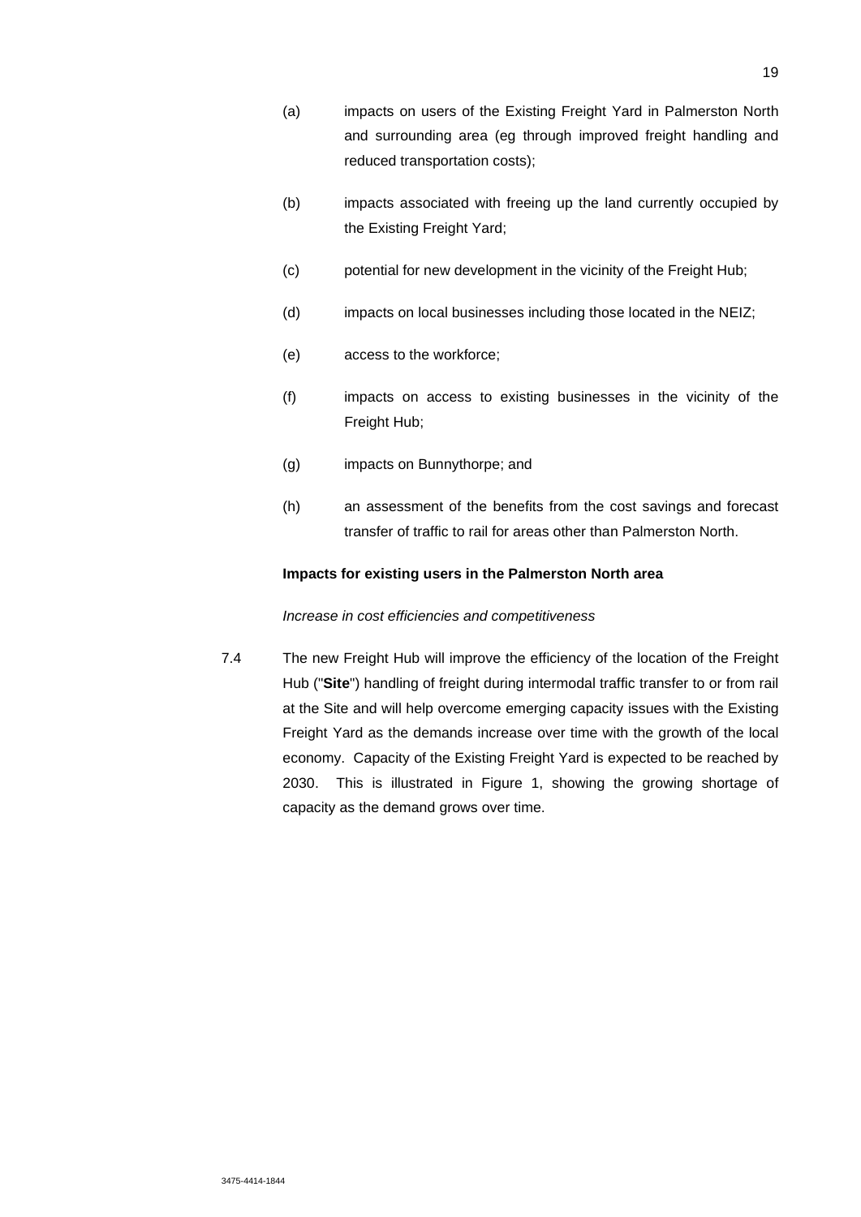(a) impacts on users of the Existing Freight Yard in Palmerston North and surrounding area (eg through improved freight handling and reduced transportation costs);

(b) impacts associated with freeing up the land currently occupied by the Existing Freight Yard;

(c) potential for new development in the vicinity of the Freight Hub;

(d) impacts on local businesses including those located in the NEIZ;

(e) access to the workforce;

(f) impacts on access to existing businesses in the vicinity of the Freight Hub;

(g) impacts on Bunnythorpe; and

(h) an assessment of the benefits from the cost savings and forecast transfer of traffic to rail for areas other than Palmerston North.

**Impacts for existing users in the Palmerston North area**

*Increase in cost efficiencies and competitiveness*

7.4 The new Freight Hub will improve the efficiency of the location of the Freight Hub ("**Site**") handling of freight during intermodal traffic transfer to or from rail at the Site and will help overcome emerging capacity issues with the Existing Freight Yard as the demands increase over time with the growth of the local economy. Capacity of the Existing Freight Yard is expected to be reached by 2030. This is illustrated in Figure 1, showing the growing shortage of capacity as the demand grows over time.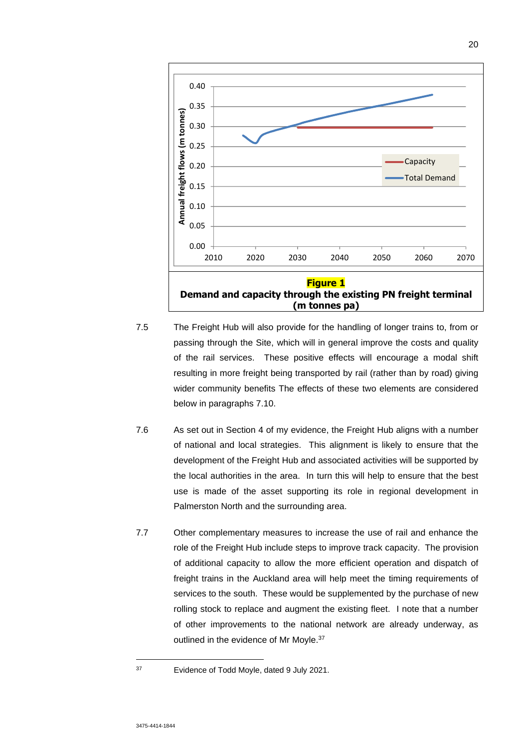**Figure 1**
**Demand and capacity through the existing PN freight terminal (m tonnes pa)**

7.5 The Freight Hub will also provide for the handling of longer trains to, from or passing through the Site, which will in general improve the costs and quality of the rail services. These positive effects will encourage a modal shift resulting in more freight being transported by rail (rather than by road) giving wider community benefits The effects of these two elements are considered below in paragraphs 7.10.

7.6 As set out in Section 4 of my evidence, the Freight Hub aligns with a number of national and local strategies. This alignment is likely to ensure that the development of the Freight Hub and associated activities will be supported by the local authorities in the area. In turn this will help to ensure that the best use is made of the asset supporting its role in regional development in Palmerston North and the surrounding area.

7.7 Other complementary measures to increase the use of rail and enhance the role of the Freight Hub include steps to improve track capacity. The provision of additional capacity to allow the more efficient operation and dispatch of freight trains in the Auckland area will help meet the timing requirements of services to the south. These would be supplemented by the purchase of new rolling stock to replace and augment the existing fleet. I note that a number of other improvements to the national network are already underway, as outlined in the evidence of Mr Moyle.[37]

---

[37] Evidence of Todd Moyle, dated 9 July 2021.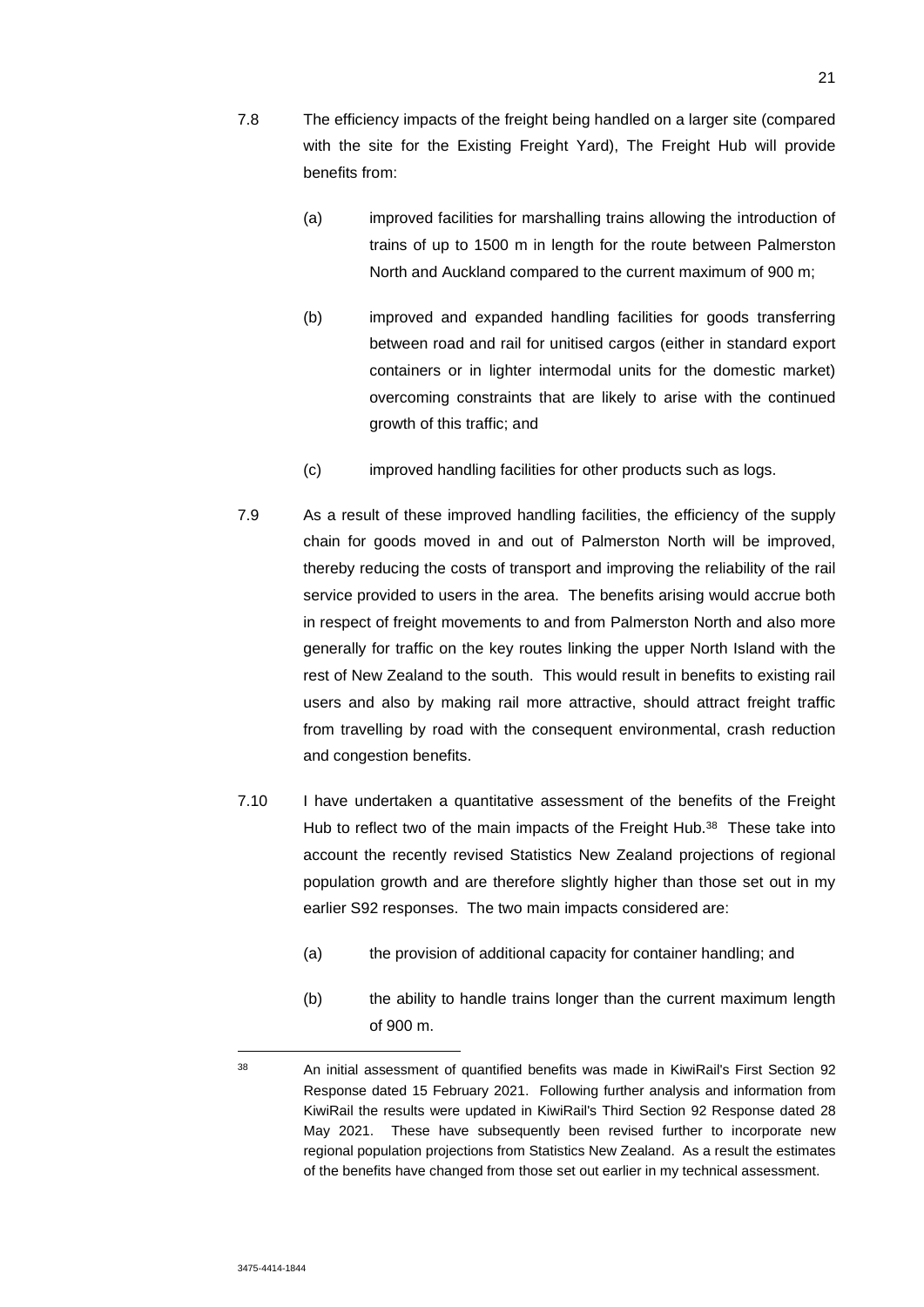7.8 The efficiency impacts of the freight being handled on a larger site (compared with the site for the Existing Freight Yard), The Freight Hub will provide benefits from:

(a) improved facilities for marshalling trains allowing the introduction of trains of up to 1500 m in length for the route between Palmerston North and Auckland compared to the current maximum of 900 m;

(b) improved and expanded handling facilities for goods transferring between road and rail for unitised cargos (either in standard export containers or in lighter intermodal units for the domestic market) overcoming constraints that are likely to arise with the continued growth of this traffic; and

(c) improved handling facilities for other products such as logs.

7.9 As a result of these improved handling facilities, the efficiency of the supply chain for goods moved in and out of Palmerston North will be improved, thereby reducing the costs of transport and improving the reliability of the rail service provided to users in the area. The benefits arising would accrue both in respect of freight movements to and from Palmerston North and also more generally for traffic on the key routes linking the upper North Island with the rest of New Zealand to the south. This would result in benefits to existing rail users and also by making rail more attractive, should attract freight traffic from travelling by road with the consequent environmental, crash reduction and congestion benefits.

7.10 I have undertaken a quantitative assessment of the benefits of the Freight Hub to reflect two of the main impacts of the Freight Hub.[38] These take into account the recently revised Statistics New Zealand projections of regional population growth and are therefore slightly higher than those set out in my earlier S92 responses. The two main impacts considered are:

(a) the provision of additional capacity for container handling; and

(b) the ability to handle trains longer than the current maximum length of 900 m.

---

[38] An initial assessment of quantified benefits was made in KiwiRail's First Section 92 Response dated 15 February 2021. Following further analysis and information from KiwiRail the results were updated in KiwiRail's Third Section 92 Response dated 28 May 2021. These have subsequently been revised further to incorporate new regional population projections from Statistics New Zealand. As a result the estimates of the benefits have changed from those set out earlier in my technical assessment.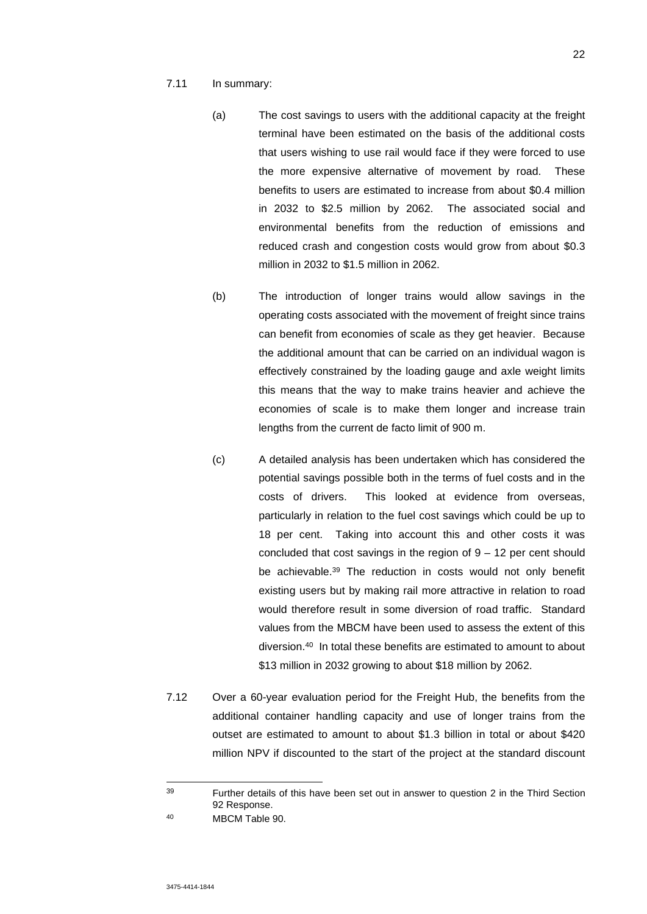7.11 In summary:

(a) The cost savings to users with the additional capacity at the freight terminal have been estimated on the basis of the additional costs that users wishing to use rail would face if they were forced to use the more expensive alternative of movement by road. These benefits to users are estimated to increase from about $0.4 million in 2032 to $2.5 million by 2062. The associated social and environmental benefits from the reduction of emissions and reduced crash and congestion costs would grow from about $0.3 million in 2032 to $1.5 million in 2062.

(b) The introduction of longer trains would allow savings in the operating costs associated with the movement of freight since trains can benefit from economies of scale as they get heavier. Because the additional amount that can be carried on an individual wagon is effectively constrained by the loading gauge and axle weight limits this means that the way to make trains heavier and achieve the economies of scale is to make them longer and increase train lengths from the current de facto limit of 900 m.

(c) A detailed analysis has been undertaken which has considered the potential savings possible both in the terms of fuel costs and in the costs of drivers. This looked at evidence from overseas, particularly in relation to the fuel cost savings which could be up to 18 per cent. Taking into account this and other costs it was concluded that cost savings in the region of 9 – 12 per cent should be achievable.[39] The reduction in costs would not only benefit existing users but by making rail more attractive in relation to road would therefore result in some diversion of road traffic. Standard values from the MBCM have been used to assess the extent of this diversion.[40] In total these benefits are estimated to amount to about $13 million in 2032 growing to about $18 million by 2062.

7.12 Over a 60-year evaluation period for the Freight Hub, the benefits from the additional container handling capacity and use of longer trains from the outset are estimated to amount to about $1.3 billion in total or about $420 million NPV if discounted to the start of the project at the standard discount

---

[39] Further details of this have been set out in answer to question 2 in the Third Section 92 Response.

[40] MBCM Table 90.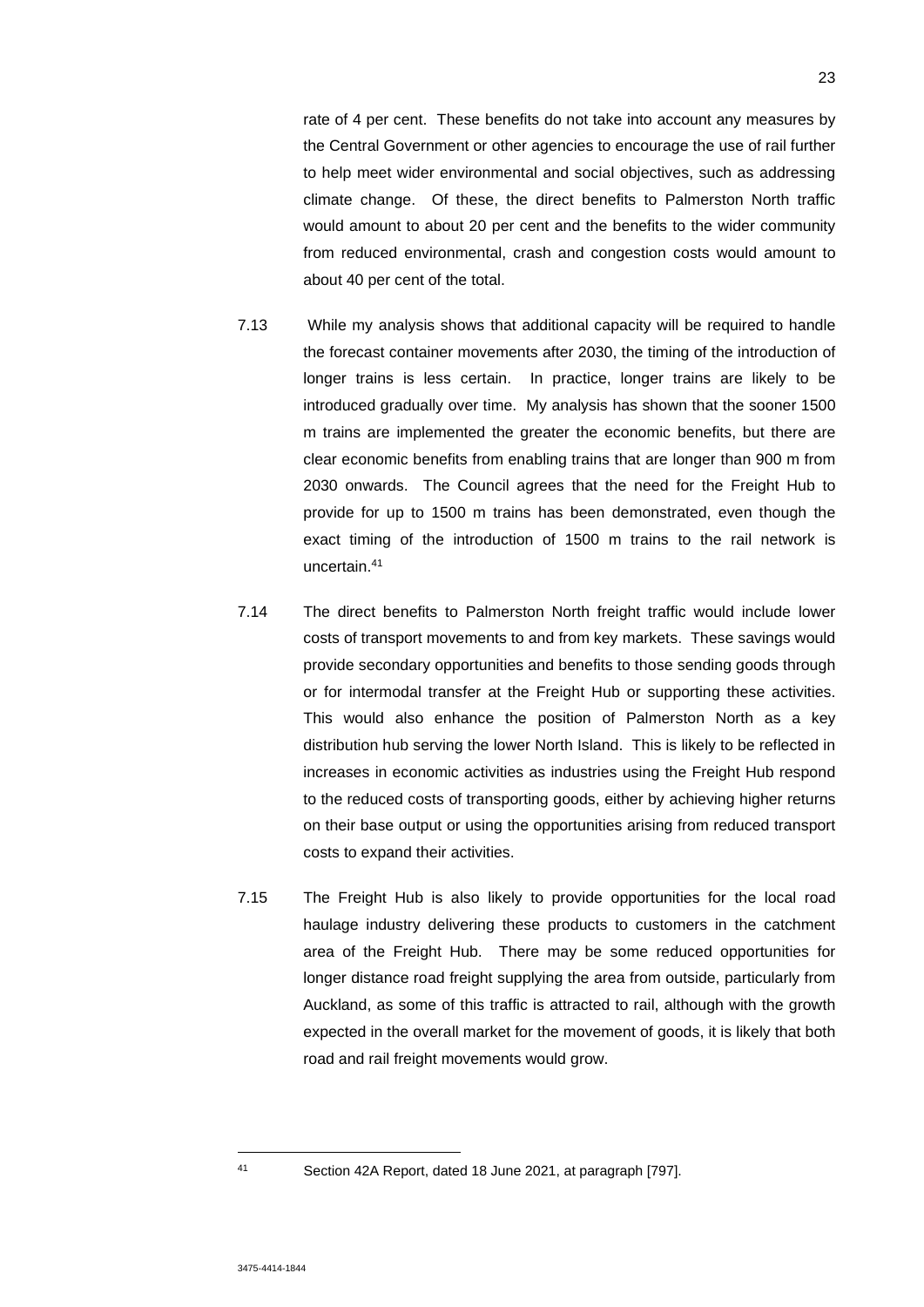rate of 4 per cent. These benefits do not take into account any measures by the Central Government or other agencies to encourage the use of rail further to help meet wider environmental and social objectives, such as addressing climate change. Of these, the direct benefits to Palmerston North traffic would amount to about 20 per cent and the benefits to the wider community from reduced environmental, crash and congestion costs would amount to about 40 per cent of the total.

7.13 While my analysis shows that additional capacity will be required to handle the forecast container movements after 2030, the timing of the introduction of longer trains is less certain. In practice, longer trains are likely to be introduced gradually over time. My analysis has shown that the sooner 1500 m trains are implemented the greater the economic benefits, but there are clear economic benefits from enabling trains that are longer than 900 m from 2030 onwards. The Council agrees that the need for the Freight Hub to provide for up to 1500 m trains has been demonstrated, even though the exact timing of the introduction of 1500 m trains to the rail network is uncertain.[41]

7.14 The direct benefits to Palmerston North freight traffic would include lower costs of transport movements to and from key markets. These savings would provide secondary opportunities and benefits to those sending goods through or for intermodal transfer at the Freight Hub or supporting these activities. This would also enhance the position of Palmerston North as a key distribution hub serving the lower North Island. This is likely to be reflected in increases in economic activities as industries using the Freight Hub respond to the reduced costs of transporting goods, either by achieving higher returns on their base output or using the opportunities arising from reduced transport costs to expand their activities.

7.15 The Freight Hub is also likely to provide opportunities for the local road haulage industry delivering these products to customers in the catchment area of the Freight Hub. There may be some reduced opportunities for longer distance road freight supplying the area from outside, particularly from Auckland, as some of this traffic is attracted to rail, although with the growth expected in the overall market for the movement of goods, it is likely that both road and rail freight movements would grow.

---

[41] Section 42A Report, dated 18 June 2021, at paragraph [797].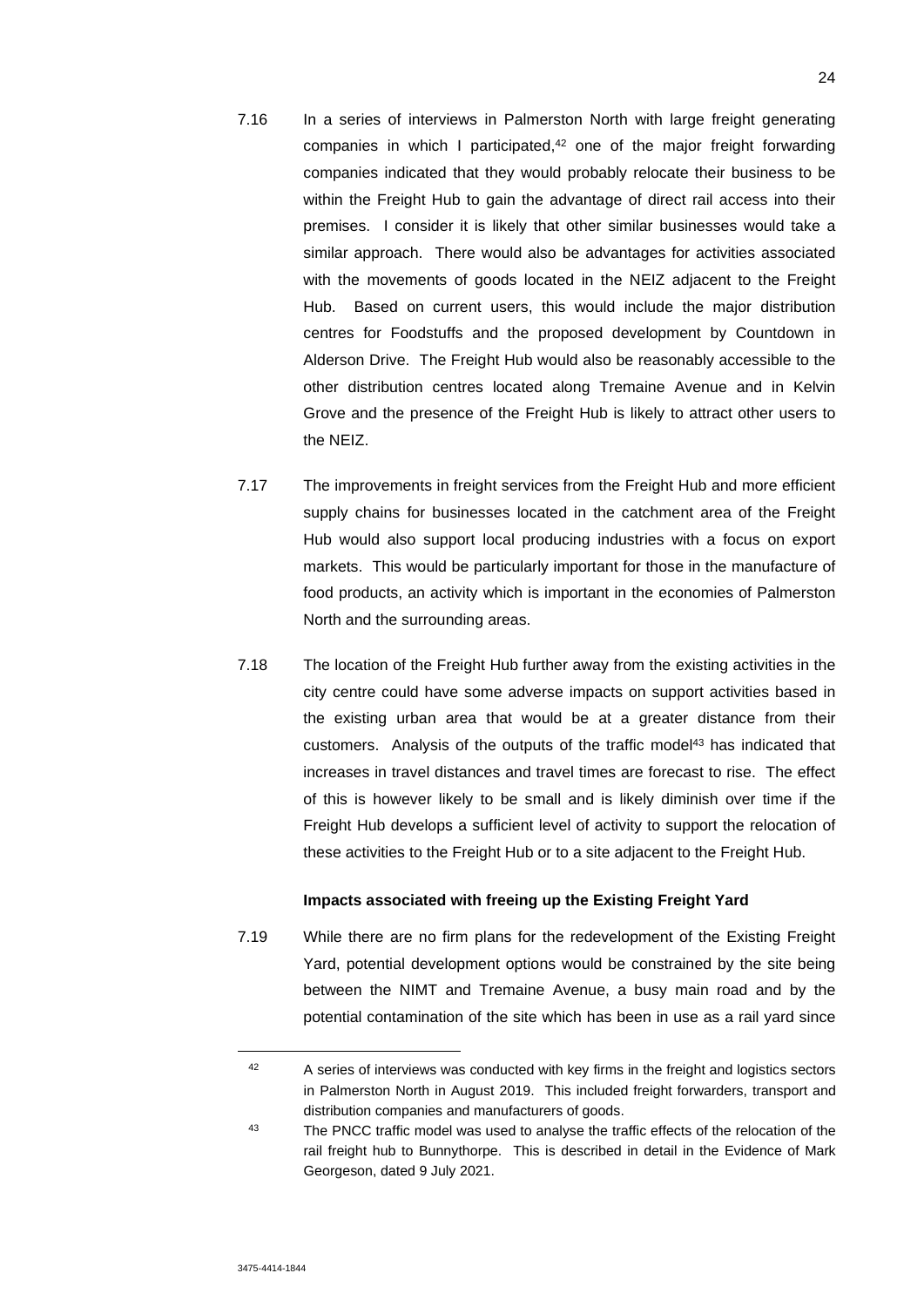7.16 In a series of interviews in Palmerston North with large freight generating companies in which I participated,[42] one of the major freight forwarding companies indicated that they would probably relocate their business to be within the Freight Hub to gain the advantage of direct rail access into their premises. I consider it is likely that other similar businesses would take a similar approach. There would also be advantages for activities associated with the movements of goods located in the NEIZ adjacent to the Freight Hub. Based on current users, this would include the major distribution centres for Foodstuffs and the proposed development by Countdown in Alderson Drive. The Freight Hub would also be reasonably accessible to the other distribution centres located along Tremaine Avenue and in Kelvin Grove and the presence of the Freight Hub is likely to attract other users to the NEIZ.

7.17 The improvements in freight services from the Freight Hub and more efficient supply chains for businesses located in the catchment area of the Freight Hub would also support local producing industries with a focus on export markets. This would be particularly important for those in the manufacture of food products, an activity which is important in the economies of Palmerston North and the surrounding areas.

7.18 The location of the Freight Hub further away from the existing activities in the city centre could have some adverse impacts on support activities based in the existing urban area that would be at a greater distance from their customers. Analysis of the outputs of the traffic model[43] has indicated that increases in travel distances and travel times are forecast to rise. The effect of this is however likely to be small and is likely diminish over time if the Freight Hub develops a sufficient level of activity to support the relocation of these activities to the Freight Hub or to a site adjacent to the Freight Hub.

**Impacts associated with freeing up the Existing Freight Yard**

7.19 While there are no firm plans for the redevelopment of the Existing Freight Yard, potential development options would be constrained by the site being between the NIMT and Tremaine Avenue, a busy main road and by the potential contamination of the site which has been in use as a rail yard since

---

[42] A series of interviews was conducted with key firms in the freight and logistics sectors in Palmerston North in August 2019. This included freight forwarders, transport and distribution companies and manufacturers of goods.

[43] The PNCC traffic model was used to analyse the traffic effects of the relocation of the rail freight hub to Bunnythorpe. This is described in detail in the Evidence of Mark Georgeson, dated 9 July 2021.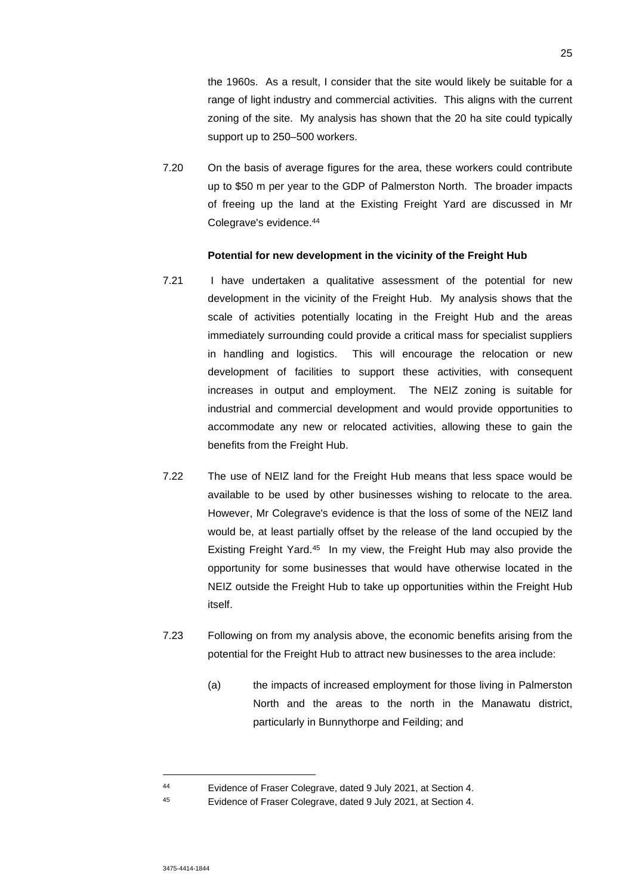the 1960s. As a result, I consider that the site would likely be suitable for a range of light industry and commercial activities. This aligns with the current zoning of the site. My analysis has shown that the 20 ha site could typically support up to 250–500 workers.

7.20 On the basis of average figures for the area, these workers could contribute up to $50 m per year to the GDP of Palmerston North. The broader impacts of freeing up the land at the Existing Freight Yard are discussed in Mr Colegrave's evidence.[44]

**Potential for new development in the vicinity of the Freight Hub**

7.21 I have undertaken a qualitative assessment of the potential for new development in the vicinity of the Freight Hub. My analysis shows that the scale of activities potentially locating in the Freight Hub and the areas immediately surrounding could provide a critical mass for specialist suppliers in handling and logistics. This will encourage the relocation or new development of facilities to support these activities, with consequent increases in output and employment. The NEIZ zoning is suitable for industrial and commercial development and would provide opportunities to accommodate any new or relocated activities, allowing these to gain the benefits from the Freight Hub.

7.22 The use of NEIZ land for the Freight Hub means that less space would be available to be used by other businesses wishing to relocate to the area. However, Mr Colegrave's evidence is that the loss of some of the NEIZ land would be, at least partially offset by the release of the land occupied by the Existing Freight Yard.[45] In my view, the Freight Hub may also provide the opportunity for some businesses that would have otherwise located in the NEIZ outside the Freight Hub to take up opportunities within the Freight Hub itself.

7.23 Following on from my analysis above, the economic benefits arising from the potential for the Freight Hub to attract new businesses to the area include:

(a) the impacts of increased employment for those living in Palmerston North and the areas to the north in the Manawatu district, particularly in Bunnythorpe and Feilding; and

---

[44] Evidence of Fraser Colegrave, dated 9 July 2021, at Section 4.

[45] Evidence of Fraser Colegrave, dated 9 July 2021, at Section 4.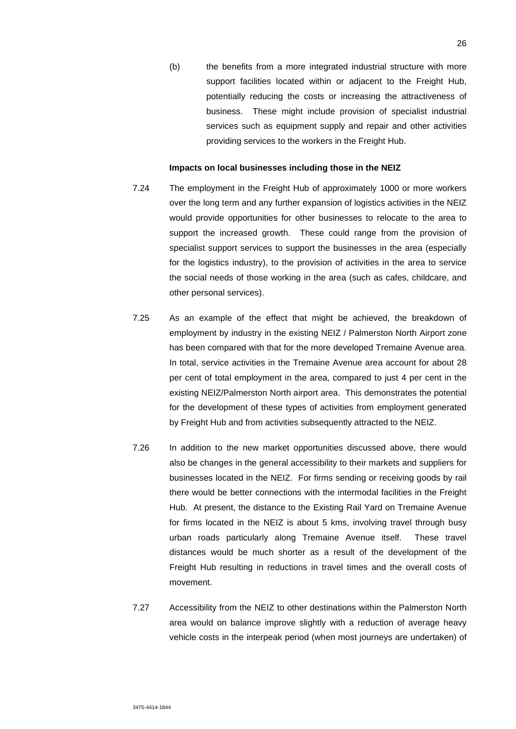(b) the benefits from a more integrated industrial structure with more support facilities located within or adjacent to the Freight Hub, potentially reducing the costs or increasing the attractiveness of business. These might include provision of specialist industrial services such as equipment supply and repair and other activities providing services to the workers in the Freight Hub.

**Impacts on local businesses including those in the NEIZ**

7.24 The employment in the Freight Hub of approximately 1000 or more workers over the long term and any further expansion of logistics activities in the NEIZ would provide opportunities for other businesses to relocate to the area to support the increased growth. These could range from the provision of specialist support services to support the businesses in the area (especially for the logistics industry), to the provision of activities in the area to service the social needs of those working in the area (such as cafes, childcare, and other personal services).

7.25 As an example of the effect that might be achieved, the breakdown of employment by industry in the existing NEIZ / Palmerston North Airport zone has been compared with that for the more developed Tremaine Avenue area. In total, service activities in the Tremaine Avenue area account for about 28 per cent of total employment in the area, compared to just 4 per cent in the existing NEIZ/Palmerston North airport area. This demonstrates the potential for the development of these types of activities from employment generated by Freight Hub and from activities subsequently attracted to the NEIZ.

7.26 In addition to the new market opportunities discussed above, there would also be changes in the general accessibility to their markets and suppliers for businesses located in the NEIZ. For firms sending or receiving goods by rail there would be better connections with the intermodal facilities in the Freight Hub. At present, the distance to the Existing Rail Yard on Tremaine Avenue for firms located in the NEIZ is about 5 kms, involving travel through busy urban roads particularly along Tremaine Avenue itself. These travel distances would be much shorter as a result of the development of the Freight Hub resulting in reductions in travel times and the overall costs of movement.

7.27 Accessibility from the NEIZ to other destinations within the Palmerston North area would on balance improve slightly with a reduction of average heavy vehicle costs in the interpeak period (when most journeys are undertaken) of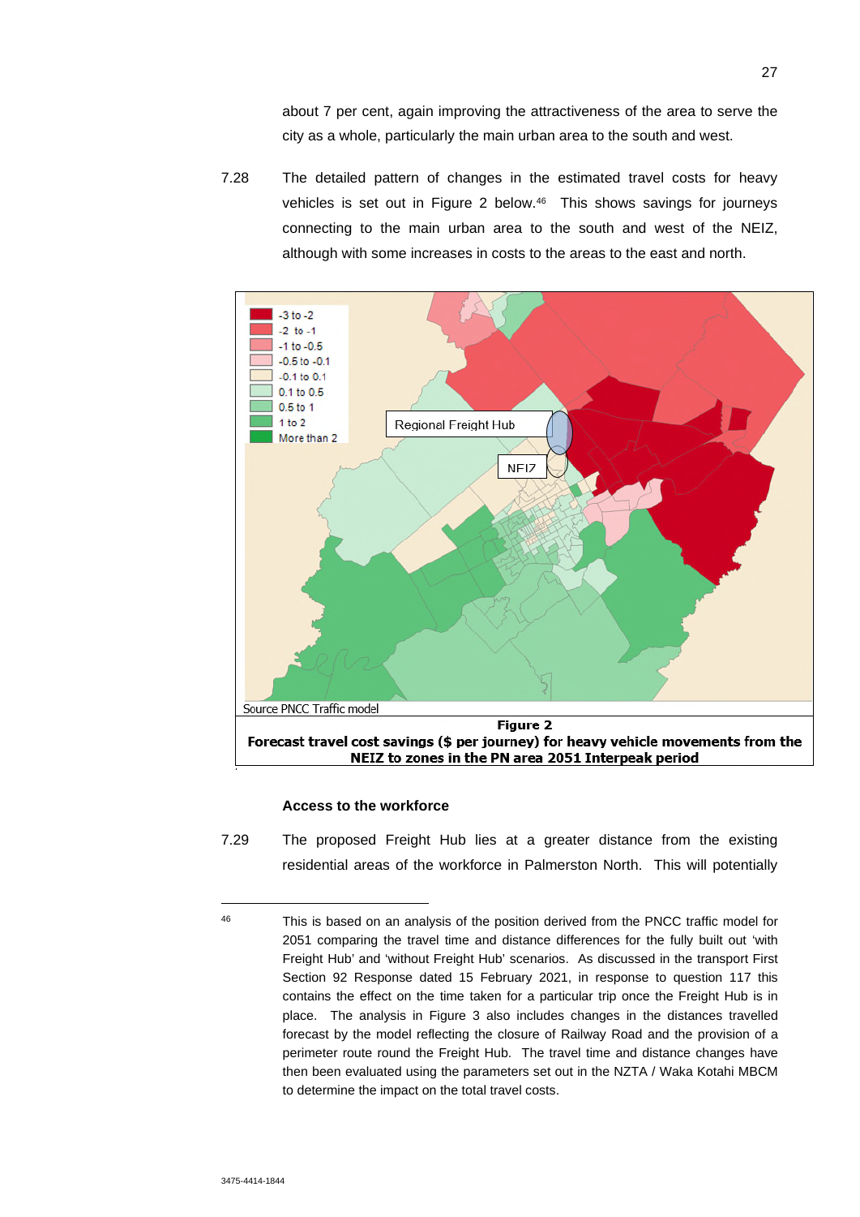about 7 per cent, again improving the attractiveness of the area to serve the city as a whole, particularly the main urban area to the south and west.

7.28 The detailed pattern of changes in the estimated travel costs for heavy vehicles is set out in Figure 2 below.[46] This shows savings for journeys connecting to the main urban area to the south and west of the NEIZ, although with some increases in costs to the areas to the east and north.

Source PNCC Traffic model

**Figure 2**
**Forecast travel cost savings ($ per journey) for heavy vehicle movements from the NEIZ to zones in the PN area 2051 Interpeak period**

**Access to the workforce**

7.29 The proposed Freight Hub lies at a greater distance from the existing residential areas of the workforce in Palmerston North. This will potentially

---

46 This is based on an analysis of the position derived from the PNCC traffic model for 2051 comparing the travel time and distance differences for the fully built out 'with Freight Hub' and 'without Freight Hub' scenarios. As discussed in the transport First Section 92 Response dated 15 February 2021, in response to question 117 this contains the effect on the time taken for a particular trip once the Freight Hub is in place. The analysis in Figure 3 also includes changes in the distances travelled forecast by the model reflecting the closure of Railway Road and the provision of a perimeter route round the Freight Hub. The travel time and distance changes have then been evaluated using the parameters set out in the NZTA / Waka Kotahi MBCM to determine the impact on the total travel costs.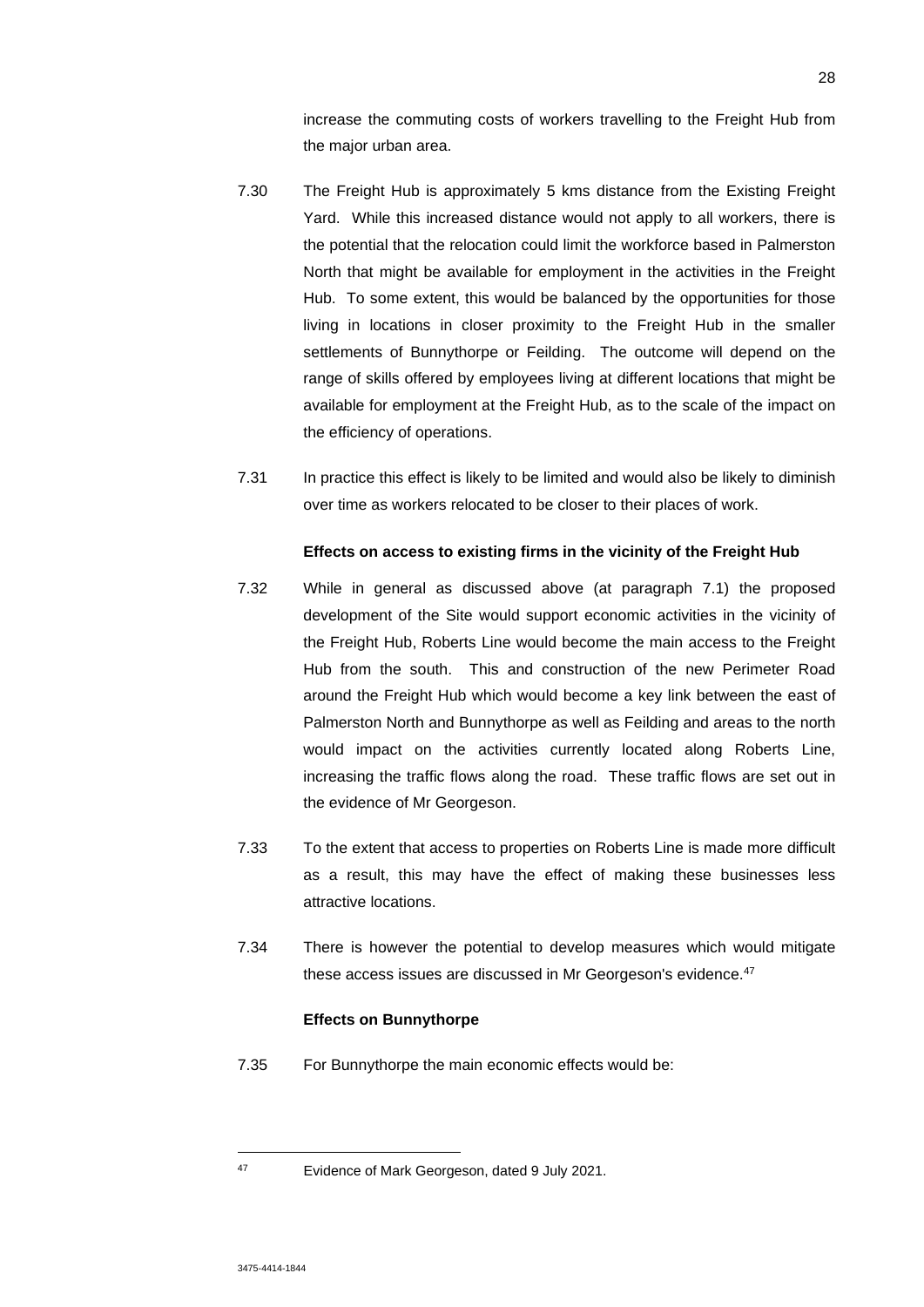increase the commuting costs of workers travelling to the Freight Hub from the major urban area.

7.30 The Freight Hub is approximately 5 kms distance from the Existing Freight Yard. While this increased distance would not apply to all workers, there is the potential that the relocation could limit the workforce based in Palmerston North that might be available for employment in the activities in the Freight Hub. To some extent, this would be balanced by the opportunities for those living in locations in closer proximity to the Freight Hub in the smaller settlements of Bunnythorpe or Feilding. The outcome will depend on the range of skills offered by employees living at different locations that might be available for employment at the Freight Hub, as to the scale of the impact on the efficiency of operations.

7.31 In practice this effect is likely to be limited and would also be likely to diminish over time as workers relocated to be closer to their places of work.

**Effects on access to existing firms in the vicinity of the Freight Hub**

7.32 While in general as discussed above (at paragraph 7.1) the proposed development of the Site would support economic activities in the vicinity of the Freight Hub, Roberts Line would become the main access to the Freight Hub from the south. This and construction of the new Perimeter Road around the Freight Hub which would become a key link between the east of Palmerston North and Bunnythorpe as well as Feilding and areas to the north would impact on the activities currently located along Roberts Line, increasing the traffic flows along the road. These traffic flows are set out in the evidence of Mr Georgeson.

7.33 To the extent that access to properties on Roberts Line is made more difficult as a result, this may have the effect of making these businesses less attractive locations.

7.34 There is however the potential to develop measures which would mitigate these access issues are discussed in Mr Georgeson's evidence.[47]

**Effects on Bunnythorpe**

7.35 For Bunnythorpe the main economic effects would be:

---

[47] Evidence of Mark Georgeson, dated 9 July 2021.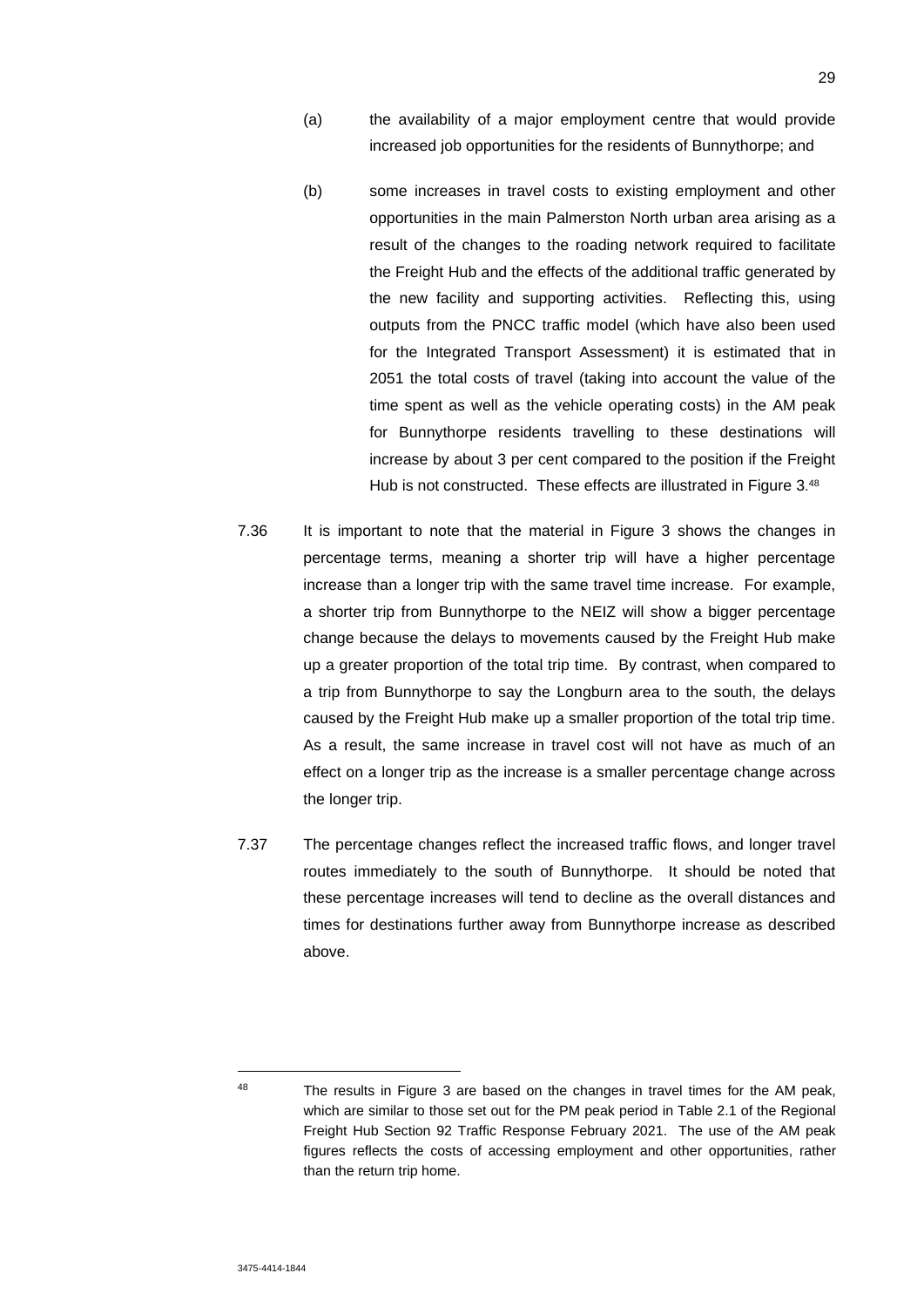(a) the availability of a major employment centre that would provide increased job opportunities for the residents of Bunnythorpe; and

(b) some increases in travel costs to existing employment and other opportunities in the main Palmerston North urban area arising as a result of the changes to the roading network required to facilitate the Freight Hub and the effects of the additional traffic generated by the new facility and supporting activities. Reflecting this, using outputs from the PNCC traffic model (which have also been used for the Integrated Transport Assessment) it is estimated that in 2051 the total costs of travel (taking into account the value of the time spent as well as the vehicle operating costs) in the AM peak for Bunnythorpe residents travelling to these destinations will increase by about 3 per cent compared to the position if the Freight Hub is not constructed. These effects are illustrated in Figure 3.[48]

7.36 It is important to note that the material in Figure 3 shows the changes in percentage terms, meaning a shorter trip will have a higher percentage increase than a longer trip with the same travel time increase. For example, a shorter trip from Bunnythorpe to the NEIZ will show a bigger percentage change because the delays to movements caused by the Freight Hub make up a greater proportion of the total trip time. By contrast, when compared to a trip from Bunnythorpe to say the Longburn area to the south, the delays caused by the Freight Hub make up a smaller proportion of the total trip time. As a result, the same increase in travel cost will not have as much of an effect on a longer trip as the increase is a smaller percentage change across the longer trip.

7.37 The percentage changes reflect the increased traffic flows, and longer travel routes immediately to the south of Bunnythorpe. It should be noted that these percentage increases will tend to decline as the overall distances and times for destinations further away from Bunnythorpe increase as described above.

---

[48] The results in Figure 3 are based on the changes in travel times for the AM peak, which are similar to those set out for the PM peak period in Table 2.1 of the Regional Freight Hub Section 92 Traffic Response February 2021. The use of the AM peak figures reflects the costs of accessing employment and other opportunities, rather than the return trip home.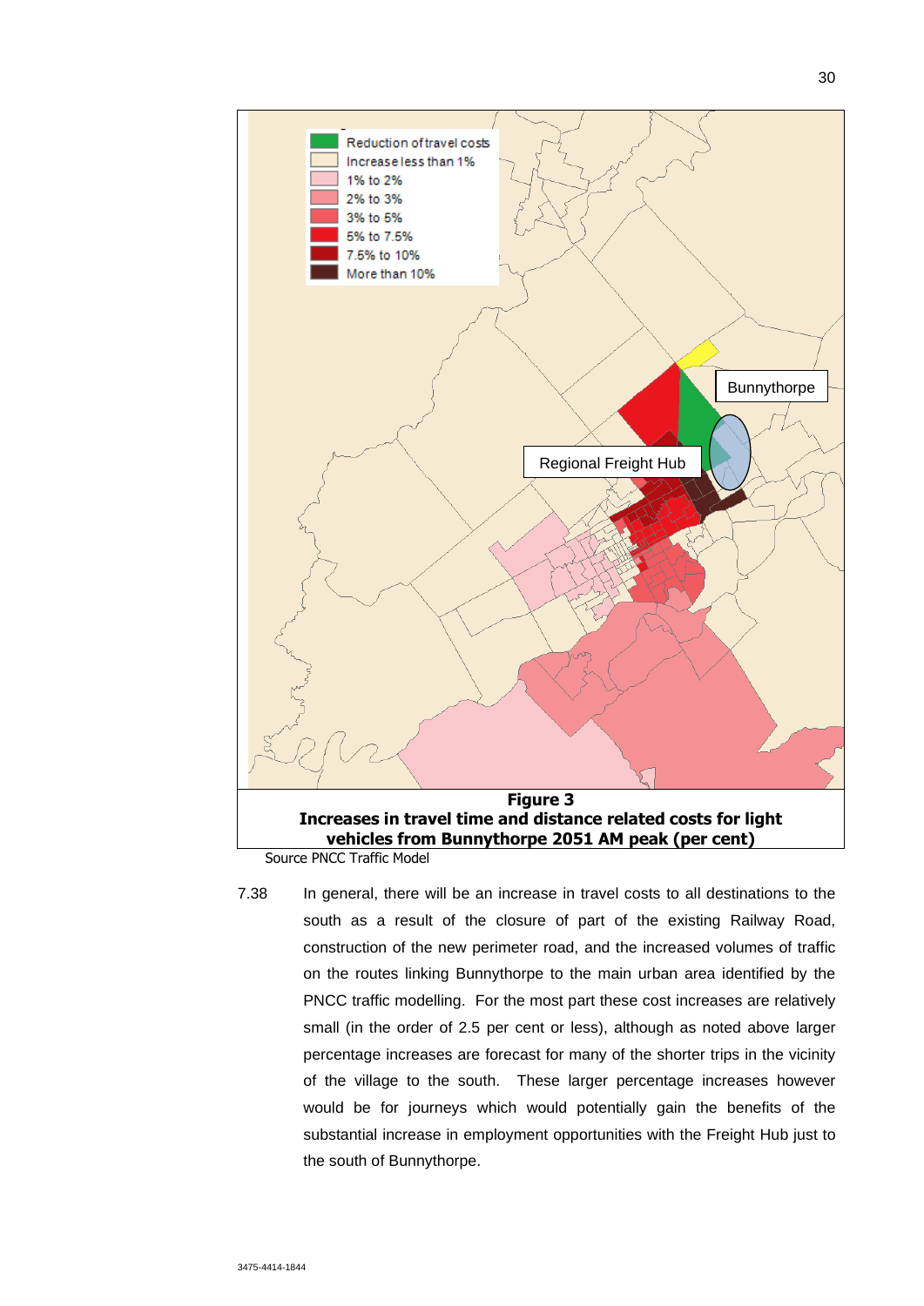**Figure 3**
**Increases in travel time and distance related costs for light vehicles from Bunnythorpe 2051 AM peak (per cent)**

Source PNCC Traffic Model

7.38 In general, there will be an increase in travel costs to all destinations to the south as a result of the closure of part of the existing Railway Road, construction of the new perimeter road, and the increased volumes of traffic on the routes linking Bunnythorpe to the main urban area identified by the PNCC traffic modelling. For the most part these cost increases are relatively small (in the order of 2.5 per cent or less), although as noted above larger percentage increases are forecast for many of the shorter trips in the vicinity of the village to the south. These larger percentage increases however would be for journeys which would potentially gain the benefits of the substantial increase in employment opportunities with the Freight Hub just to the south of Bunnythorpe.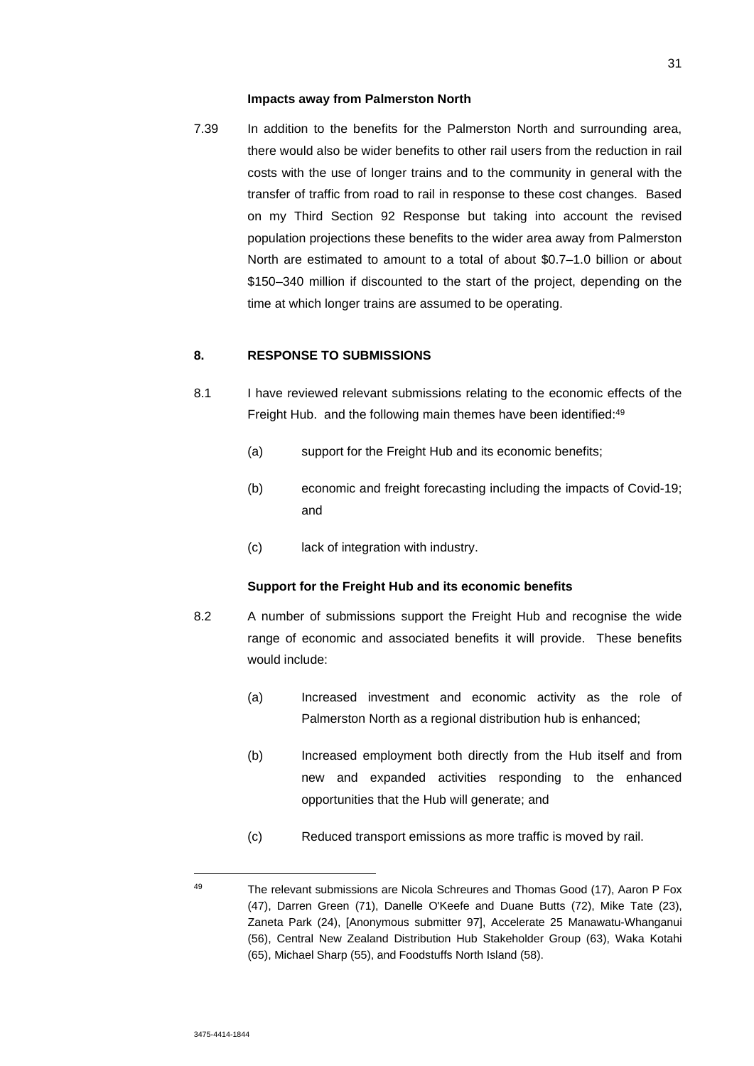**Impacts away from Palmerston North**

7.39 In addition to the benefits for the Palmerston North and surrounding area, there would also be wider benefits to other rail users from the reduction in rail costs with the use of longer trains and to the community in general with the transfer of traffic from road to rail in response to these cost changes. Based on my Third Section 92 Response but taking into account the revised population projections these benefits to the wider area away from Palmerston North are estimated to amount to a total of about \$0.7–1.0 billion or about \$150–340 million if discounted to the start of the project, depending on the time at which longer trains are assumed to be operating.

## 8. RESPONSE TO SUBMISSIONS

8.1 I have reviewed relevant submissions relating to the economic effects of the Freight Hub. and the following main themes have been identified:[49]

(a) support for the Freight Hub and its economic benefits;

(b) economic and freight forecasting including the impacts of Covid-19; and

(c) lack of integration with industry.

**Support for the Freight Hub and its economic benefits**

8.2 A number of submissions support the Freight Hub and recognise the wide range of economic and associated benefits it will provide. These benefits would include:

(a) Increased investment and economic activity as the role of Palmerston North as a regional distribution hub is enhanced;

(b) Increased employment both directly from the Hub itself and from new and expanded activities responding to the enhanced opportunities that the Hub will generate; and

(c) Reduced transport emissions as more traffic is moved by rail.

---

[49] The relevant submissions are Nicola Schreures and Thomas Good (17), Aaron P Fox (47), Darren Green (71), Danelle O'Keefe and Duane Butts (72), Mike Tate (23), Zaneta Park (24), [Anonymous submitter 97], Accelerate 25 Manawatu-Whanganui (56), Central New Zealand Distribution Hub Stakeholder Group (63), Waka Kotahi (65), Michael Sharp (55), and Foodstuffs North Island (58).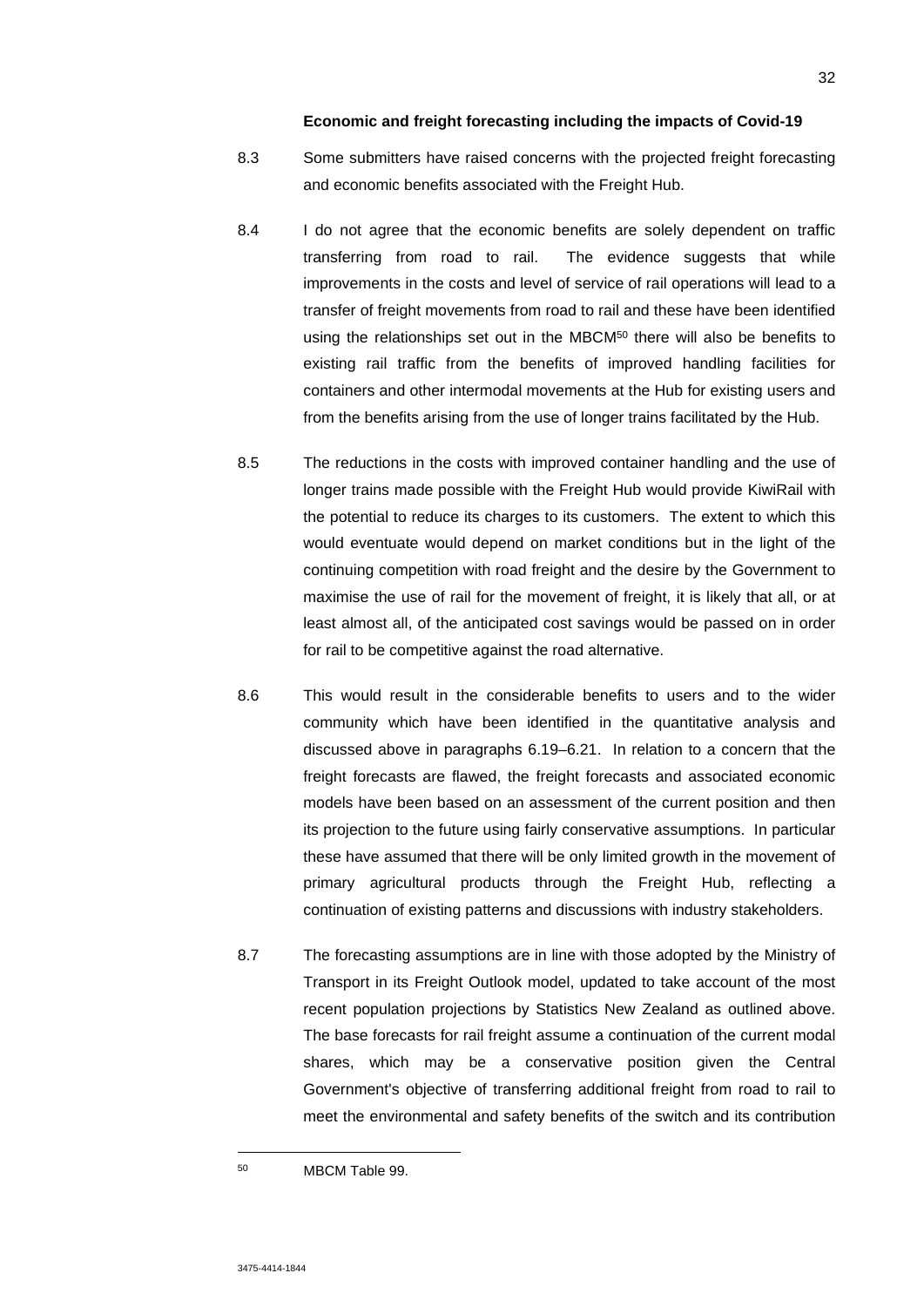**Economic and freight forecasting including the impacts of Covid-19**

8.3 Some submitters have raised concerns with the projected freight forecasting and economic benefits associated with the Freight Hub.

8.4 I do not agree that the economic benefits are solely dependent on traffic transferring from road to rail. The evidence suggests that while improvements in the costs and level of service of rail operations will lead to a transfer of freight movements from road to rail and these have been identified using the relationships set out in the MBCM[50] there will also be benefits to existing rail traffic from the benefits of improved handling facilities for containers and other intermodal movements at the Hub for existing users and from the benefits arising from the use of longer trains facilitated by the Hub.

8.5 The reductions in the costs with improved container handling and the use of longer trains made possible with the Freight Hub would provide KiwiRail with the potential to reduce its charges to its customers. The extent to which this would eventuate would depend on market conditions but in the light of the continuing competition with road freight and the desire by the Government to maximise the use of rail for the movement of freight, it is likely that all, or at least almost all, of the anticipated cost savings would be passed on in order for rail to be competitive against the road alternative.

8.6 This would result in the considerable benefits to users and to the wider community which have been identified in the quantitative analysis and discussed above in paragraphs 6.19–6.21. In relation to a concern that the freight forecasts are flawed, the freight forecasts and associated economic models have been based on an assessment of the current position and then its projection to the future using fairly conservative assumptions. In particular these have assumed that there will be only limited growth in the movement of primary agricultural products through the Freight Hub, reflecting a continuation of existing patterns and discussions with industry stakeholders.

8.7 The forecasting assumptions are in line with those adopted by the Ministry of Transport in its Freight Outlook model, updated to take account of the most recent population projections by Statistics New Zealand as outlined above. The base forecasts for rail freight assume a continuation of the current modal shares, which may be a conservative position given the Central Government's objective of transferring additional freight from road to rail to meet the environmental and safety benefits of the switch and its contribution

---

[50] MBCM Table 99.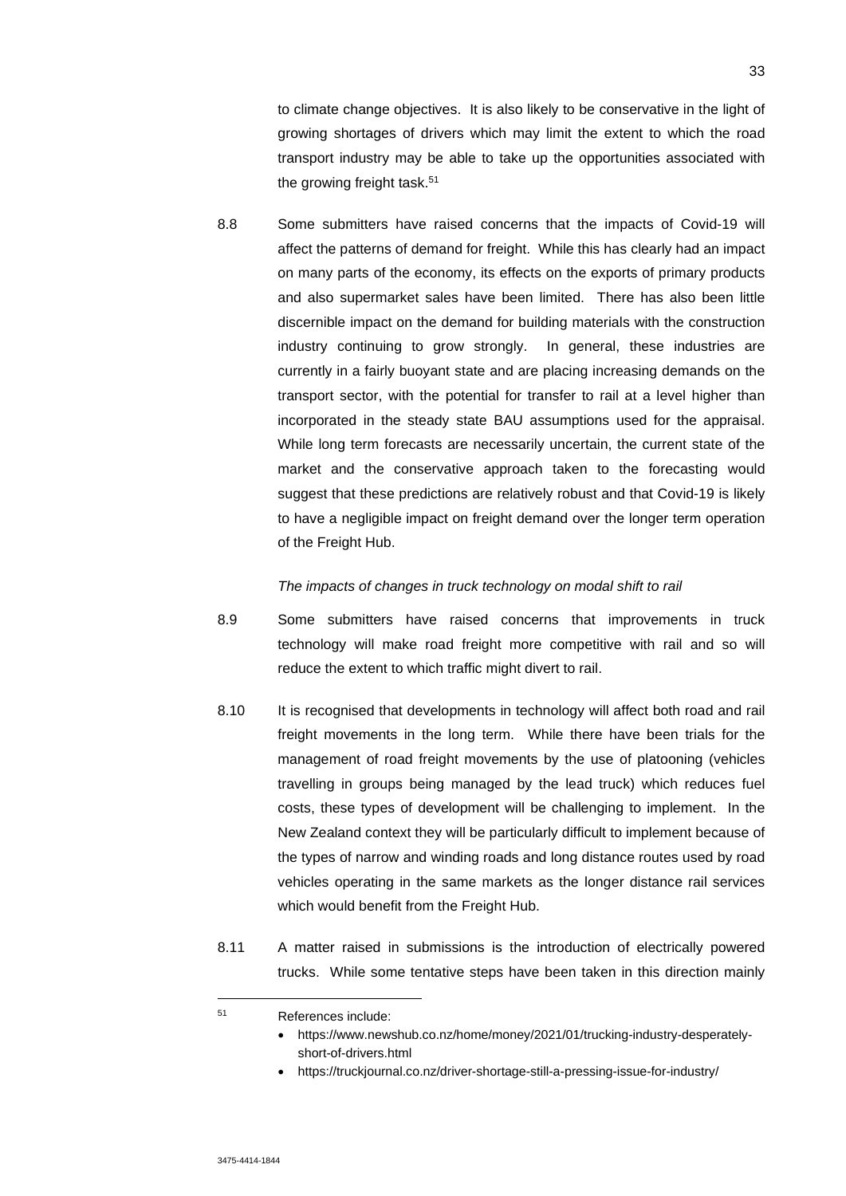to climate change objectives. It is also likely to be conservative in the light of growing shortages of drivers which may limit the extent to which the road transport industry may be able to take up the opportunities associated with the growing freight task.[51]

8.8 Some submitters have raised concerns that the impacts of Covid-19 will affect the patterns of demand for freight. While this has clearly had an impact on many parts of the economy, its effects on the exports of primary products and also supermarket sales have been limited. There has also been little discernible impact on the demand for building materials with the construction industry continuing to grow strongly. In general, these industries are currently in a fairly buoyant state and are placing increasing demands on the transport sector, with the potential for transfer to rail at a level higher than incorporated in the steady state BAU assumptions used for the appraisal. While long term forecasts are necessarily uncertain, the current state of the market and the conservative approach taken to the forecasting would suggest that these predictions are relatively robust and that Covid-19 is likely to have a negligible impact on freight demand over the longer term operation of the Freight Hub.

*The impacts of changes in truck technology on modal shift to rail*

8.9 Some submitters have raised concerns that improvements in truck technology will make road freight more competitive with rail and so will reduce the extent to which traffic might divert to rail.

8.10 It is recognised that developments in technology will affect both road and rail freight movements in the long term. While there have been trials for the management of road freight movements by the use of platooning (vehicles travelling in groups being managed by the lead truck) which reduces fuel costs, these types of development will be challenging to implement. In the New Zealand context they will be particularly difficult to implement because of the types of narrow and winding roads and long distance routes used by road vehicles operating in the same markets as the longer distance rail services which would benefit from the Freight Hub.

8.11 A matter raised in submissions is the introduction of electrically powered trucks. While some tentative steps have been taken in this direction mainly

---

[51] References include:

- https://www.newshub.co.nz/home/money/2021/01/trucking-industry-desperately-short-of-drivers.html
- https://truckjournal.co.nz/driver-shortage-still-a-pressing-issue-for-industry/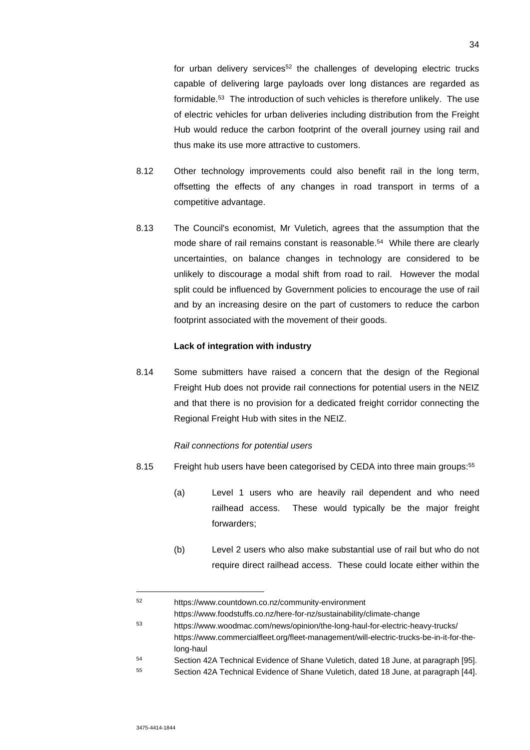for urban delivery services[52] the challenges of developing electric trucks capable of delivering large payloads over long distances are regarded as formidable.[53] The introduction of such vehicles is therefore unlikely. The use of electric vehicles for urban deliveries including distribution from the Freight Hub would reduce the carbon footprint of the overall journey using rail and thus make its use more attractive to customers.

8.12 Other technology improvements could also benefit rail in the long term, offsetting the effects of any changes in road transport in terms of a competitive advantage.

8.13 The Council's economist, Mr Vuletich, agrees that the assumption that the mode share of rail remains constant is reasonable.[54] While there are clearly uncertainties, on balance changes in technology are considered to be unlikely to discourage a modal shift from road to rail. However the modal split could be influenced by Government policies to encourage the use of rail and by an increasing desire on the part of customers to reduce the carbon footprint associated with the movement of their goods.

**Lack of integration with industry**

8.14 Some submitters have raised a concern that the design of the Regional Freight Hub does not provide rail connections for potential users in the NEIZ and that there is no provision for a dedicated freight corridor connecting the Regional Freight Hub with sites in the NEIZ.

*Rail connections for potential users*

8.15 Freight hub users have been categorised by CEDA into three main groups:[55]

(a) Level 1 users who are heavily rail dependent and who need railhead access. These would typically be the major freight forwarders;

(b) Level 2 users who also make substantial use of rail but who do not require direct railhead access. These could locate either within the

---

[52] https://www.countdown.co.nz/community-environment
https://www.foodstuffs.co.nz/here-for-nz/sustainability/climate-change

[53] https://www.woodmac.com/news/opinion/the-long-haul-for-electric-heavy-trucks/
https://www.commercialfleet.org/fleet-management/will-electric-trucks-be-in-it-for-the-long-haul

[54] Section 42A Technical Evidence of Shane Vuletich, dated 18 June, at paragraph [95].

[55] Section 42A Technical Evidence of Shane Vuletich, dated 18 June, at paragraph [44].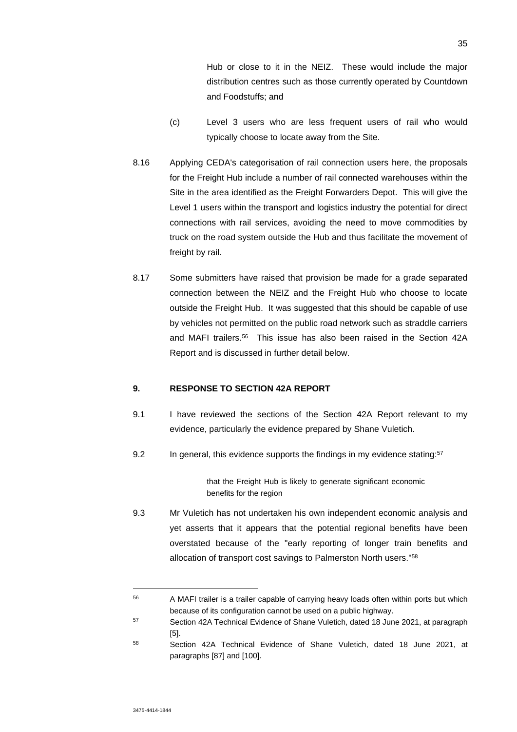Hub or close to it in the NEIZ. These would include the major distribution centres such as those currently operated by Countdown and Foodstuffs; and

(c) Level 3 users who are less frequent users of rail who would typically choose to locate away from the Site.

8.16 Applying CEDA's categorisation of rail connection users here, the proposals for the Freight Hub include a number of rail connected warehouses within the Site in the area identified as the Freight Forwarders Depot. This will give the Level 1 users within the transport and logistics industry the potential for direct connections with rail services, avoiding the need to move commodities by truck on the road system outside the Hub and thus facilitate the movement of freight by rail.

8.17 Some submitters have raised that provision be made for a grade separated connection between the NEIZ and the Freight Hub who choose to locate outside the Freight Hub. It was suggested that this should be capable of use by vehicles not permitted on the public road network such as straddle carriers and MAFI trailers.[56] This issue has also been raised in the Section 42A Report and is discussed in further detail below.

## 9. RESPONSE TO SECTION 42A REPORT

9.1 I have reviewed the sections of the Section 42A Report relevant to my evidence, particularly the evidence prepared by Shane Vuletich.

9.2 In general, this evidence supports the findings in my evidence stating:[57]

> that the Freight Hub is likely to generate significant economic benefits for the region

9.3 Mr Vuletich has not undertaken his own independent economic analysis and yet asserts that it appears that the potential regional benefits have been overstated because of the "early reporting of longer train benefits and allocation of transport cost savings to Palmerston North users."[58]

---

[56] A MAFI trailer is a trailer capable of carrying heavy loads often within ports but which because of its configuration cannot be used on a public highway.

[57] Section 42A Technical Evidence of Shane Vuletich, dated 18 June 2021, at paragraph [5].

[58] Section 42A Technical Evidence of Shane Vuletich, dated 18 June 2021, at paragraphs [87] and [100].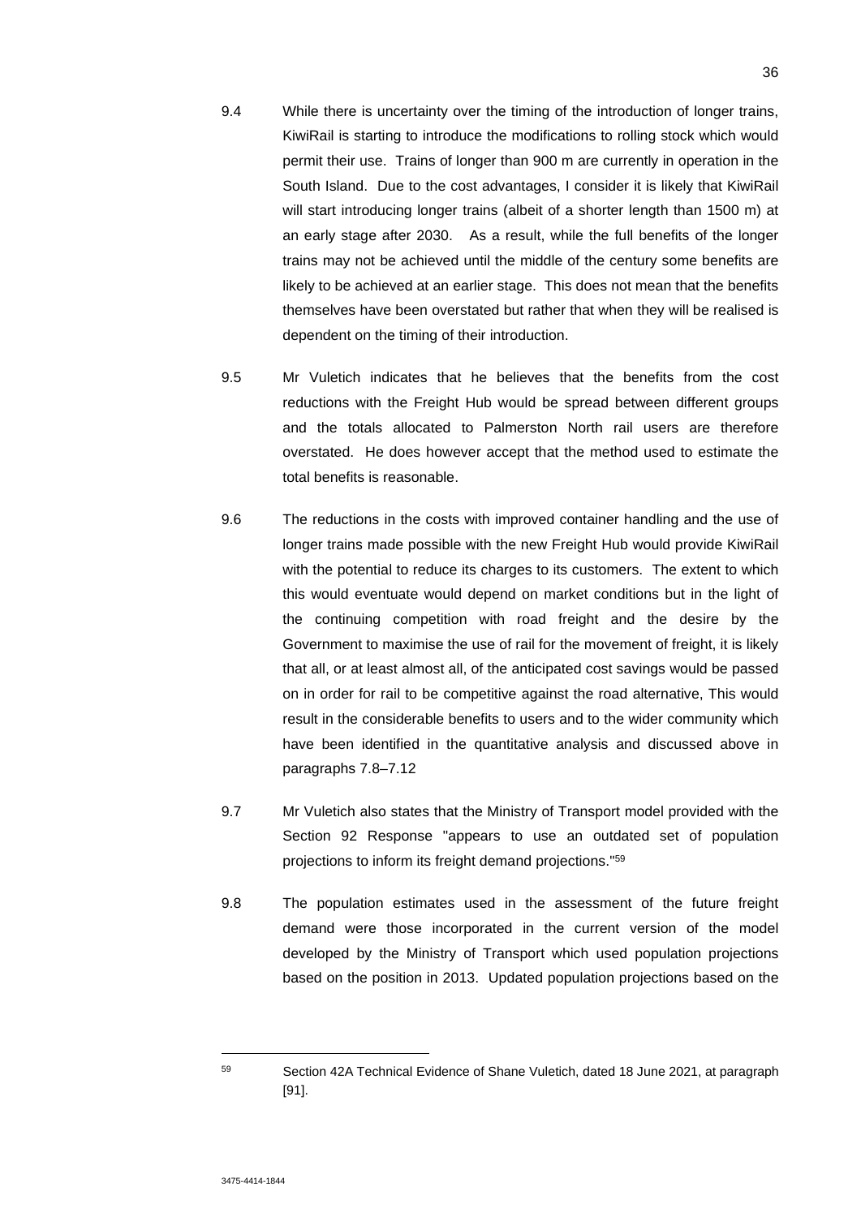9.4 While there is uncertainty over the timing of the introduction of longer trains, KiwiRail is starting to introduce the modifications to rolling stock which would permit their use. Trains of longer than 900 m are currently in operation in the South Island. Due to the cost advantages, I consider it is likely that KiwiRail will start introducing longer trains (albeit of a shorter length than 1500 m) at an early stage after 2030. As a result, while the full benefits of the longer trains may not be achieved until the middle of the century some benefits are likely to be achieved at an earlier stage. This does not mean that the benefits themselves have been overstated but rather that when they will be realised is dependent on the timing of their introduction.

9.5 Mr Vuletich indicates that he believes that the benefits from the cost reductions with the Freight Hub would be spread between different groups and the totals allocated to Palmerston North rail users are therefore overstated. He does however accept that the method used to estimate the total benefits is reasonable.

9.6 The reductions in the costs with improved container handling and the use of longer trains made possible with the new Freight Hub would provide KiwiRail with the potential to reduce its charges to its customers. The extent to which this would eventuate would depend on market conditions but in the light of the continuing competition with road freight and the desire by the Government to maximise the use of rail for the movement of freight, it is likely that all, or at least almost all, of the anticipated cost savings would be passed on in order for rail to be competitive against the road alternative, This would result in the considerable benefits to users and to the wider community which have been identified in the quantitative analysis and discussed above in paragraphs 7.8–7.12

9.7 Mr Vuletich also states that the Ministry of Transport model provided with the Section 92 Response "appears to use an outdated set of population projections to inform its freight demand projections."[59]

9.8 The population estimates used in the assessment of the future freight demand were those incorporated in the current version of the model developed by the Ministry of Transport which used population projections based on the position in 2013. Updated population projections based on the

---

[59] Section 42A Technical Evidence of Shane Vuletich, dated 18 June 2021, at paragraph [91].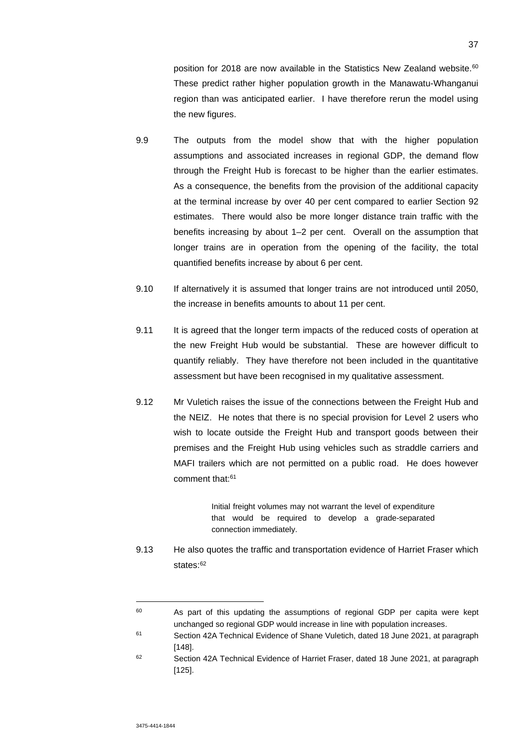position for 2018 are now available in the Statistics New Zealand website.[60] These predict rather higher population growth in the Manawatu-Whanganui region than was anticipated earlier. I have therefore rerun the model using the new figures.

9.9 The outputs from the model show that with the higher population assumptions and associated increases in regional GDP, the demand flow through the Freight Hub is forecast to be higher than the earlier estimates. As a consequence, the benefits from the provision of the additional capacity at the terminal increase by over 40 per cent compared to earlier Section 92 estimates. There would also be more longer distance train traffic with the benefits increasing by about 1–2 per cent. Overall on the assumption that longer trains are in operation from the opening of the facility, the total quantified benefits increase by about 6 per cent.

9.10 If alternatively it is assumed that longer trains are not introduced until 2050, the increase in benefits amounts to about 11 per cent.

9.11 It is agreed that the longer term impacts of the reduced costs of operation at the new Freight Hub would be substantial. These are however difficult to quantify reliably. They have therefore not been included in the quantitative assessment but have been recognised in my qualitative assessment.

9.12 Mr Vuletich raises the issue of the connections between the Freight Hub and the NEIZ. He notes that there is no special provision for Level 2 users who wish to locate outside the Freight Hub and transport goods between their premises and the Freight Hub using vehicles such as straddle carriers and MAFI trailers which are not permitted on a public road. He does however comment that:[61]

> Initial freight volumes may not warrant the level of expenditure that would be required to develop a grade-separated connection immediately.

9.13 He also quotes the traffic and transportation evidence of Harriet Fraser which states:[62]

---

[60] As part of this updating the assumptions of regional GDP per capita were kept unchanged so regional GDP would increase in line with population increases.

[61] Section 42A Technical Evidence of Shane Vuletich, dated 18 June 2021, at paragraph [148].

[62] Section 42A Technical Evidence of Harriet Fraser, dated 18 June 2021, at paragraph [125].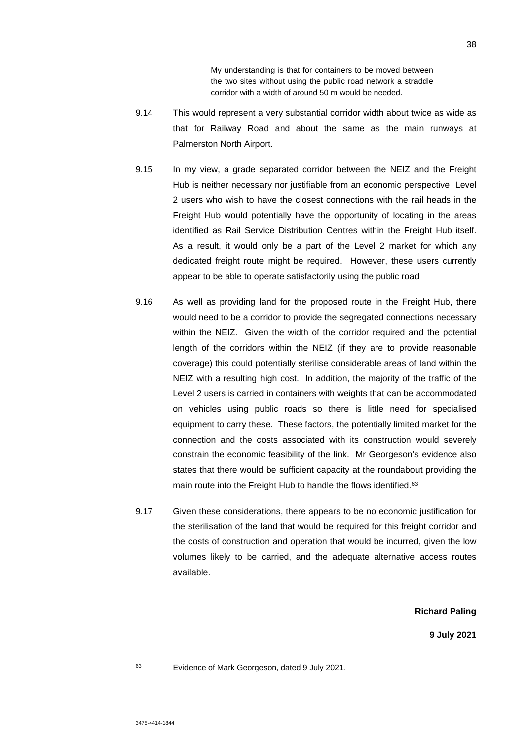> My understanding is that for containers to be moved between the two sites without using the public road network a straddle corridor with a width of around 50 m would be needed.

9.14 This would represent a very substantial corridor width about twice as wide as that for Railway Road and about the same as the main runways at Palmerston North Airport.

9.15 In my view, a grade separated corridor between the NEIZ and the Freight Hub is neither necessary nor justifiable from an economic perspective Level 2 users who wish to have the closest connections with the rail heads in the Freight Hub would potentially have the opportunity of locating in the areas identified as Rail Service Distribution Centres within the Freight Hub itself. As a result, it would only be a part of the Level 2 market for which any dedicated freight route might be required. However, these users currently appear to be able to operate satisfactorily using the public road

9.16 As well as providing land for the proposed route in the Freight Hub, there would need to be a corridor to provide the segregated connections necessary within the NEIZ. Given the width of the corridor required and the potential length of the corridors within the NEIZ (if they are to provide reasonable coverage) this could potentially sterilise considerable areas of land within the NEIZ with a resulting high cost. In addition, the majority of the traffic of the Level 2 users is carried in containers with weights that can be accommodated on vehicles using public roads so there is little need for specialised equipment to carry these. These factors, the potentially limited market for the connection and the costs associated with its construction would severely constrain the economic feasibility of the link. Mr Georgeson's evidence also states that there would be sufficient capacity at the roundabout providing the main route into the Freight Hub to handle the flows identified.[63]

9.17 Given these considerations, there appears to be no economic justification for the sterilisation of the land that would be required for this freight corridor and the costs of construction and operation that would be incurred, given the low volumes likely to be carried, and the adequate alternative access routes available.

**Richard Paling**

**9 July 2021**

[63] Evidence of Mark Georgeson, dated 9 July 2021.